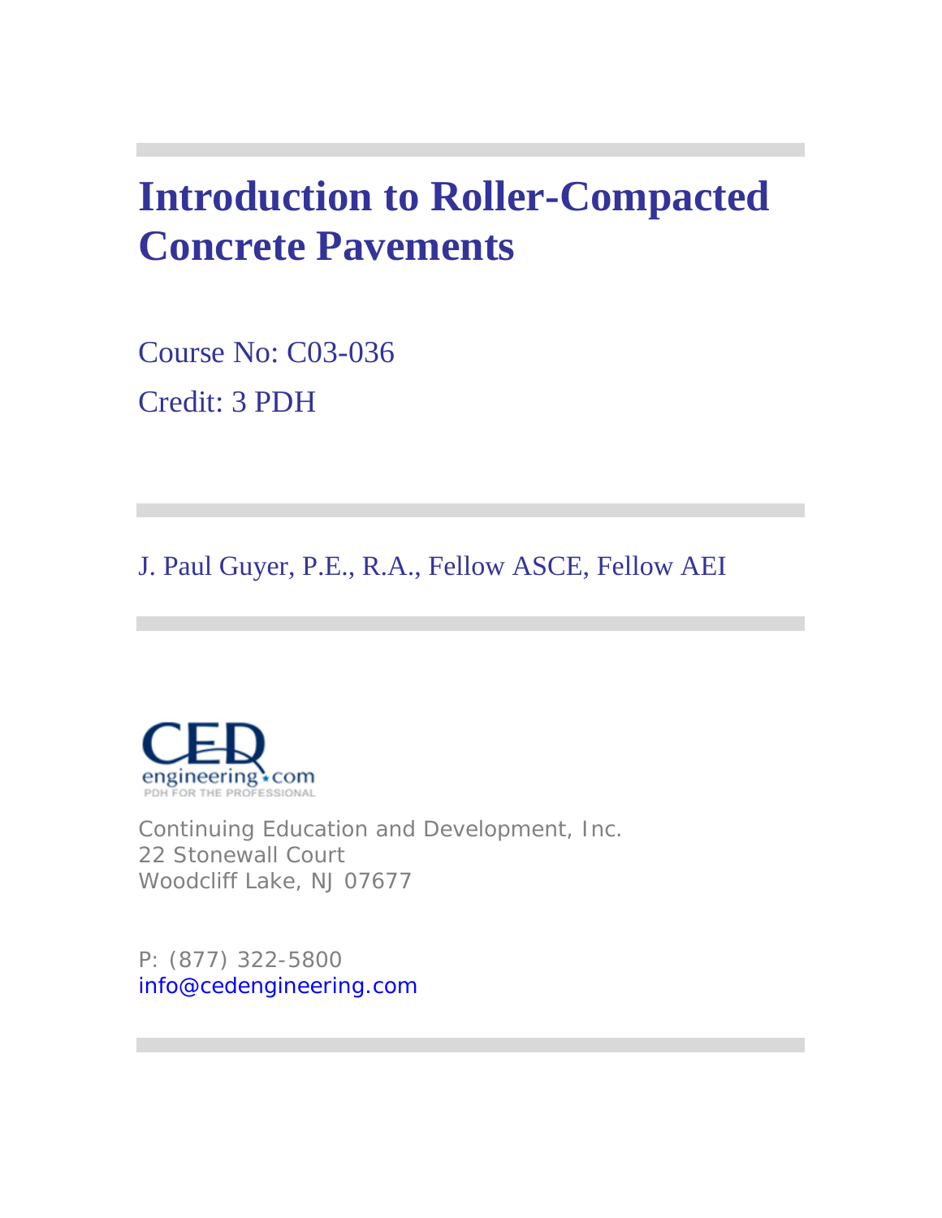# Introduction to Roller-Compacted Concrete Pavements

Course No: C03-036

Credit: 3 PDH

J. Paul Guyer, P.E., R.A., Fellow ASCE, Fellow AEI

CED engineering.com
PDH FOR THE PROFESSIONAL

Continuing Education and Development, Inc.
22 Stonewall Court
Woodcliff Lake, NJ 07677

P: (877) 322-5800
info@cedengineering.com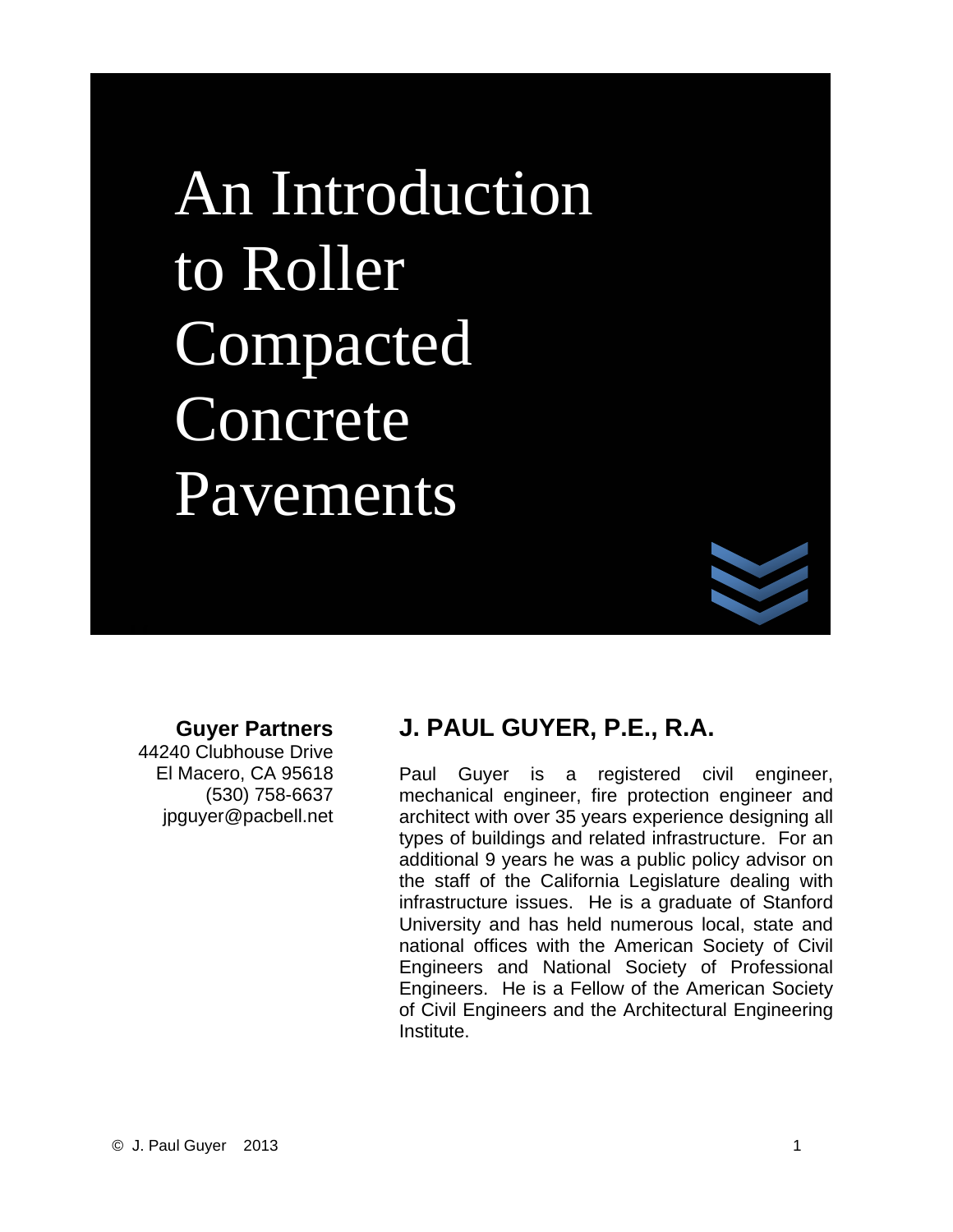# An Introduction to Roller Compacted Concrete Pavements

**Guyer Partners**
44240 Clubhouse Drive
El Macero, CA 95618
(530) 758-6637
jpguyer@pacbell.net

## J. PAUL GUYER, P.E., R.A.

Paul Guyer is a registered civil engineer, mechanical engineer, fire protection engineer and architect with over 35 years experience designing all types of buildings and related infrastructure. For an additional 9 years he was a public policy advisor on the staff of the California Legislature dealing with infrastructure issues. He is a graduate of Stanford University and has held numerous local, state and national offices with the American Society of Civil Engineers and National Society of Professional Engineers. He is a Fellow of the American Society of Civil Engineers and the Architectural Engineering Institute.

© J. Paul Guyer 2013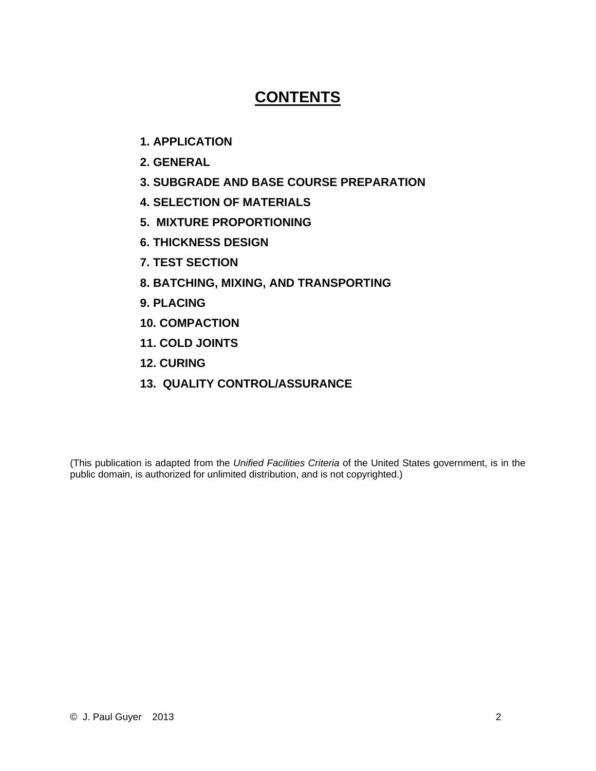# CONTENTS

**1. APPLICATION**

**2. GENERAL**

**3. SUBGRADE AND BASE COURSE PREPARATION**

**4. SELECTION OF MATERIALS**

**5. MIXTURE PROPORTIONING**

**6. THICKNESS DESIGN**

**7. TEST SECTION**

**8. BATCHING, MIXING, AND TRANSPORTING**

**9. PLACING**

**10. COMPACTION**

**11. COLD JOINTS**

**12. CURING**

**13. QUALITY CONTROL/ASSURANCE**

(This publication is adapted from the *Unified Facilities Criteria* of the United States government, is in the public domain, is authorized for unlimited distribution, and is not copyrighted.)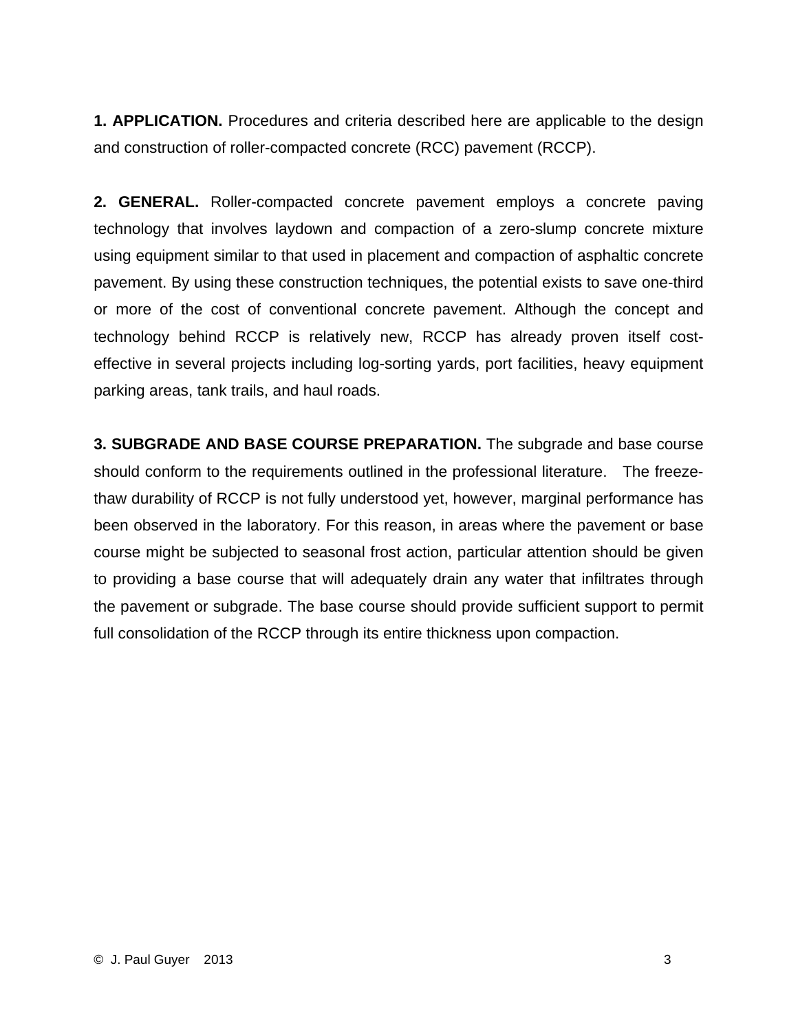**1. APPLICATION.** Procedures and criteria described here are applicable to the design and construction of roller-compacted concrete (RCC) pavement (RCCP).

**2. GENERAL.** Roller-compacted concrete pavement employs a concrete paving technology that involves laydown and compaction of a zero-slump concrete mixture using equipment similar to that used in placement and compaction of asphaltic concrete pavement. By using these construction techniques, the potential exists to save one-third or more of the cost of conventional concrete pavement. Although the concept and technology behind RCCP is relatively new, RCCP has already proven itself cost-effective in several projects including log-sorting yards, port facilities, heavy equipment parking areas, tank trails, and haul roads.

**3. SUBGRADE AND BASE COURSE PREPARATION.** The subgrade and base course should conform to the requirements outlined in the professional literature. The freeze-thaw durability of RCCP is not fully understood yet, however, marginal performance has been observed in the laboratory. For this reason, in areas where the pavement or base course might be subjected to seasonal frost action, particular attention should be given to providing a base course that will adequately drain any water that infiltrates through the pavement or subgrade. The base course should provide sufficient support to permit full consolidation of the RCCP through its entire thickness upon compaction.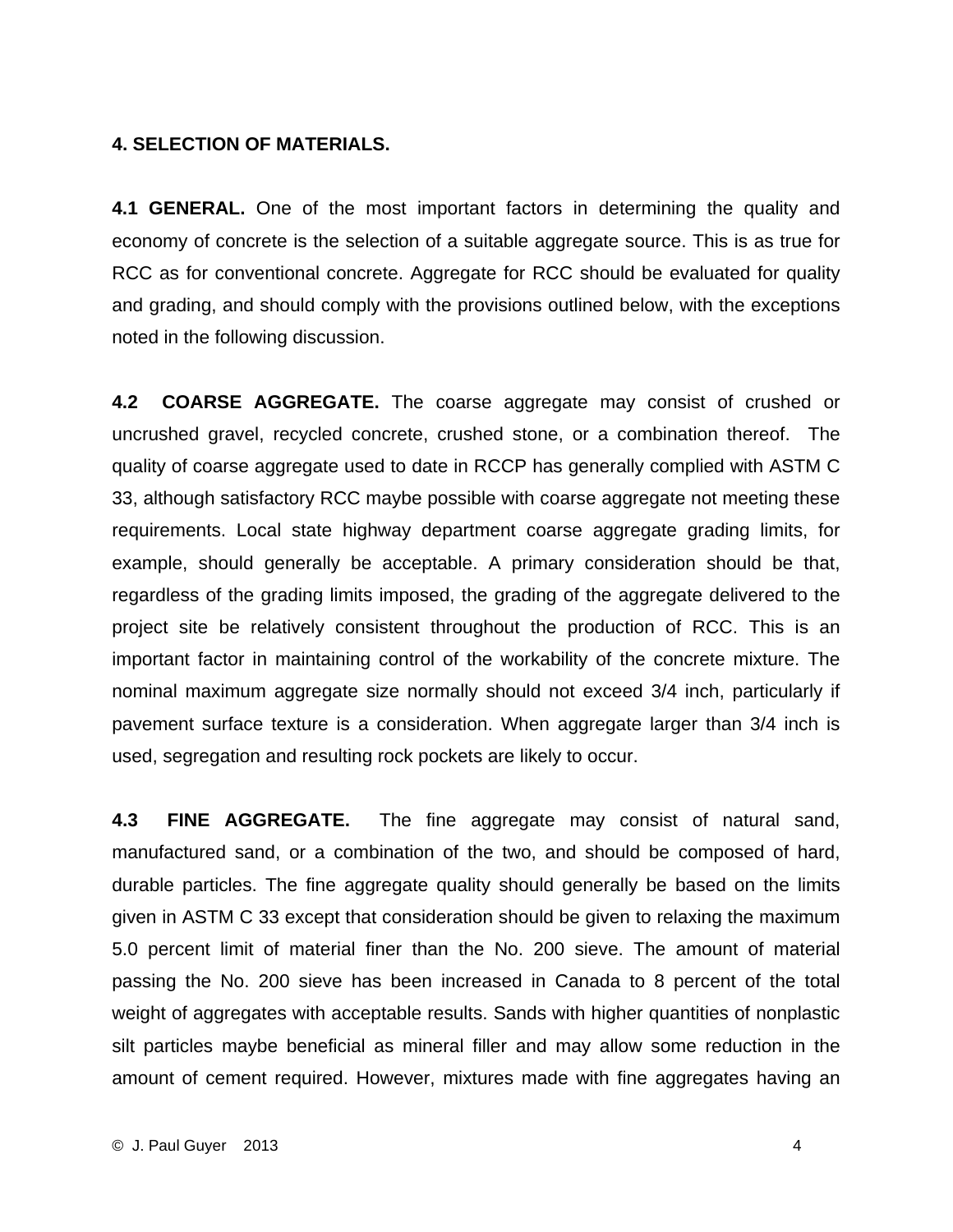## 4. SELECTION OF MATERIALS.

**4.1 GENERAL.** One of the most important factors in determining the quality and economy of concrete is the selection of a suitable aggregate source. This is as true for RCC as for conventional concrete. Aggregate for RCC should be evaluated for quality and grading, and should comply with the provisions outlined below, with the exceptions noted in the following discussion.

**4.2 COARSE AGGREGATE.** The coarse aggregate may consist of crushed or uncrushed gravel, recycled concrete, crushed stone, or a combination thereof. The quality of coarse aggregate used to date in RCCP has generally complied with ASTM C 33, although satisfactory RCC maybe possible with coarse aggregate not meeting these requirements. Local state highway department coarse aggregate grading limits, for example, should generally be acceptable. A primary consideration should be that, regardless of the grading limits imposed, the grading of the aggregate delivered to the project site be relatively consistent throughout the production of RCC. This is an important factor in maintaining control of the workability of the concrete mixture. The nominal maximum aggregate size normally should not exceed 3/4 inch, particularly if pavement surface texture is a consideration. When aggregate larger than 3/4 inch is used, segregation and resulting rock pockets are likely to occur.

**4.3 FINE AGGREGATE.** The fine aggregate may consist of natural sand, manufactured sand, or a combination of the two, and should be composed of hard, durable particles. The fine aggregate quality should generally be based on the limits given in ASTM C 33 except that consideration should be given to relaxing the maximum 5.0 percent limit of material finer than the No. 200 sieve. The amount of material passing the No. 200 sieve has been increased in Canada to 8 percent of the total weight of aggregates with acceptable results. Sands with higher quantities of nonplastic silt particles maybe beneficial as mineral filler and may allow some reduction in the amount of cement required. However, mixtures made with fine aggregates having an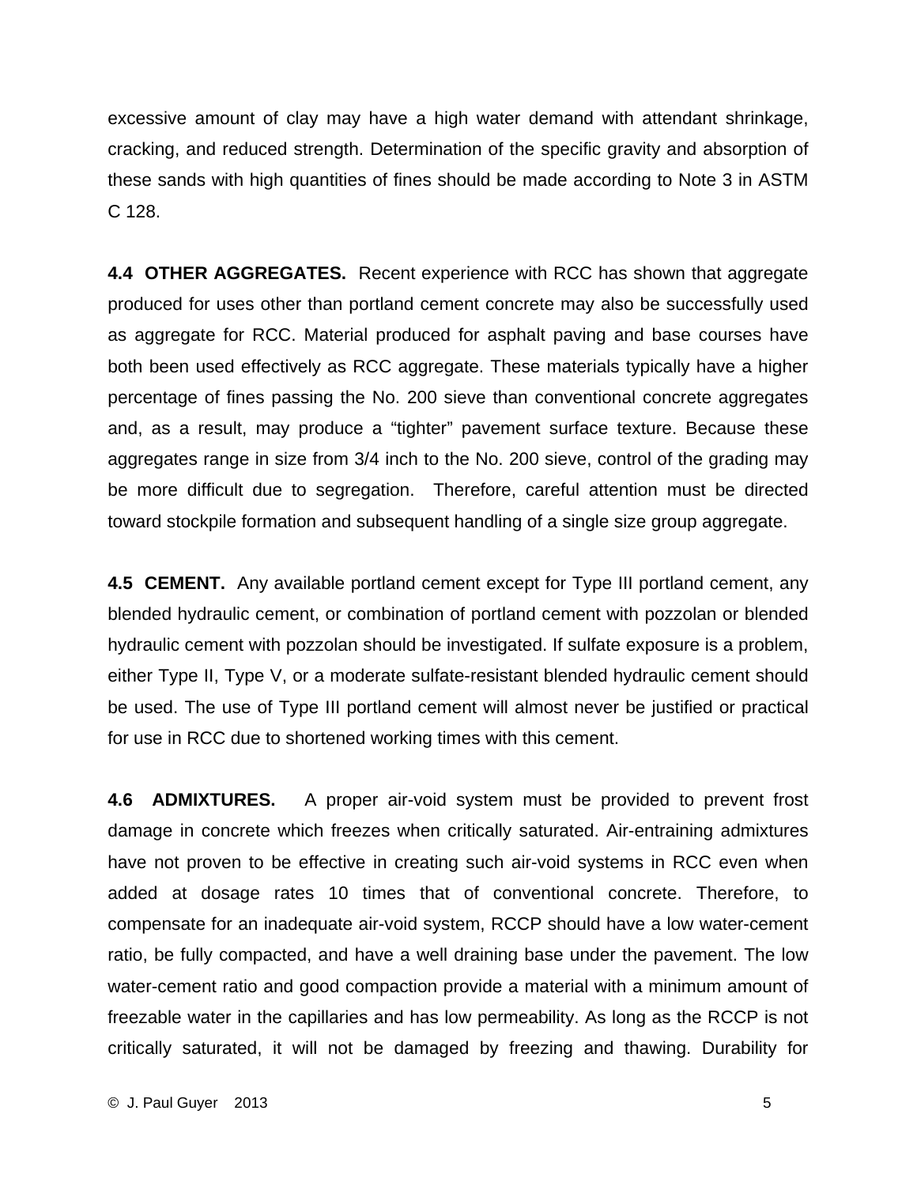excessive amount of clay may have a high water demand with attendant shrinkage, cracking, and reduced strength. Determination of the specific gravity and absorption of these sands with high quantities of fines should be made according to Note 3 in ASTM C 128.

**4.4 OTHER AGGREGATES.** Recent experience with RCC has shown that aggregate produced for uses other than portland cement concrete may also be successfully used as aggregate for RCC. Material produced for asphalt paving and base courses have both been used effectively as RCC aggregate. These materials typically have a higher percentage of fines passing the No. 200 sieve than conventional concrete aggregates and, as a result, may produce a "tighter" pavement surface texture. Because these aggregates range in size from 3/4 inch to the No. 200 sieve, control of the grading may be more difficult due to segregation. Therefore, careful attention must be directed toward stockpile formation and subsequent handling of a single size group aggregate.

**4.5 CEMENT.** Any available portland cement except for Type III portland cement, any blended hydraulic cement, or combination of portland cement with pozzolan or blended hydraulic cement with pozzolan should be investigated. If sulfate exposure is a problem, either Type II, Type V, or a moderate sulfate-resistant blended hydraulic cement should be used. The use of Type III portland cement will almost never be justified or practical for use in RCC due to shortened working times with this cement.

**4.6 ADMIXTURES.** A proper air-void system must be provided to prevent frost damage in concrete which freezes when critically saturated. Air-entraining admixtures have not proven to be effective in creating such air-void systems in RCC even when added at dosage rates 10 times that of conventional concrete. Therefore, to compensate for an inadequate air-void system, RCCP should have a low water-cement ratio, be fully compacted, and have a well draining base under the pavement. The low water-cement ratio and good compaction provide a material with a minimum amount of freezable water in the capillaries and has low permeability. As long as the RCCP is not critically saturated, it will not be damaged by freezing and thawing. Durability for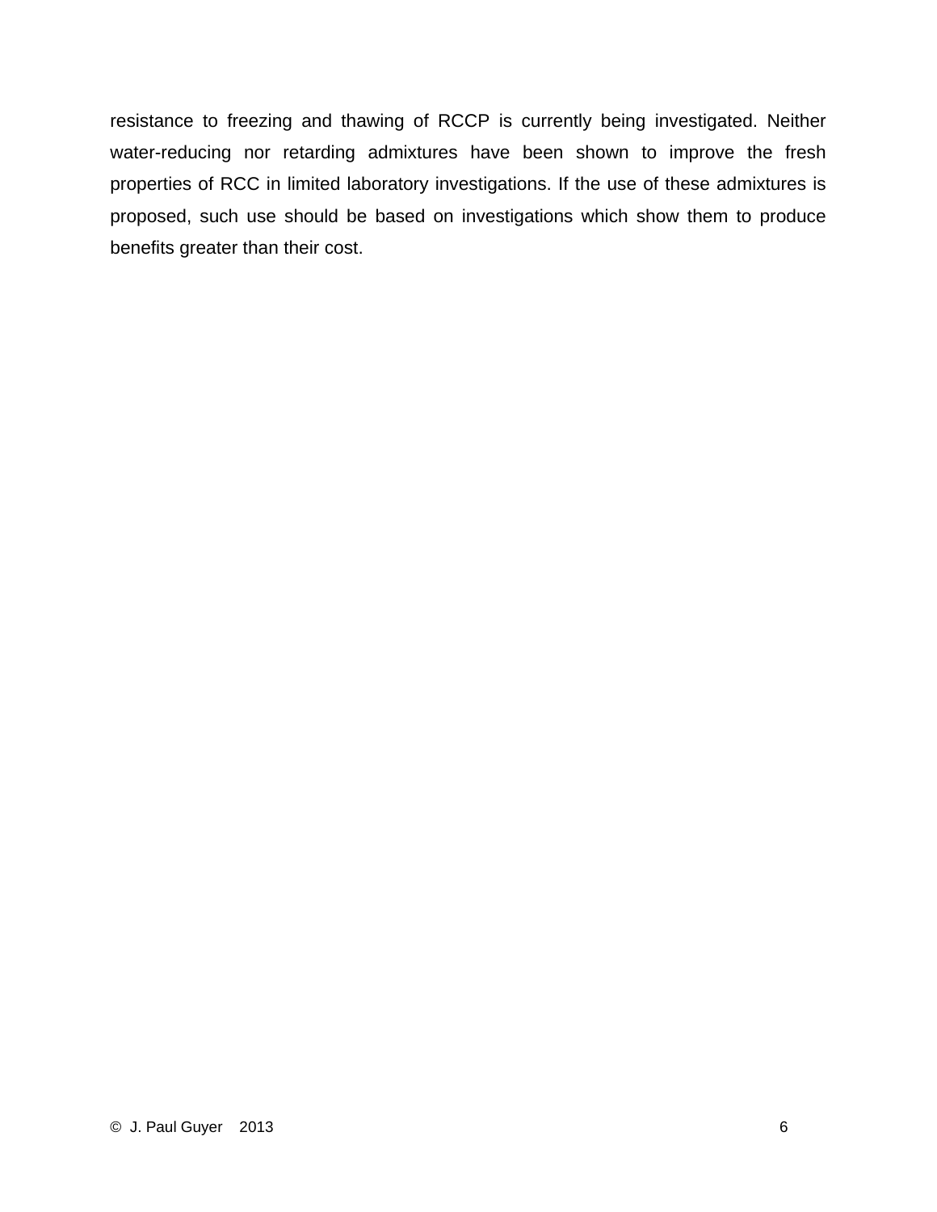resistance to freezing and thawing of RCCP is currently being investigated. Neither water-reducing nor retarding admixtures have been shown to improve the fresh properties of RCC in limited laboratory investigations. If the use of these admixtures is proposed, such use should be based on investigations which show them to produce benefits greater than their cost.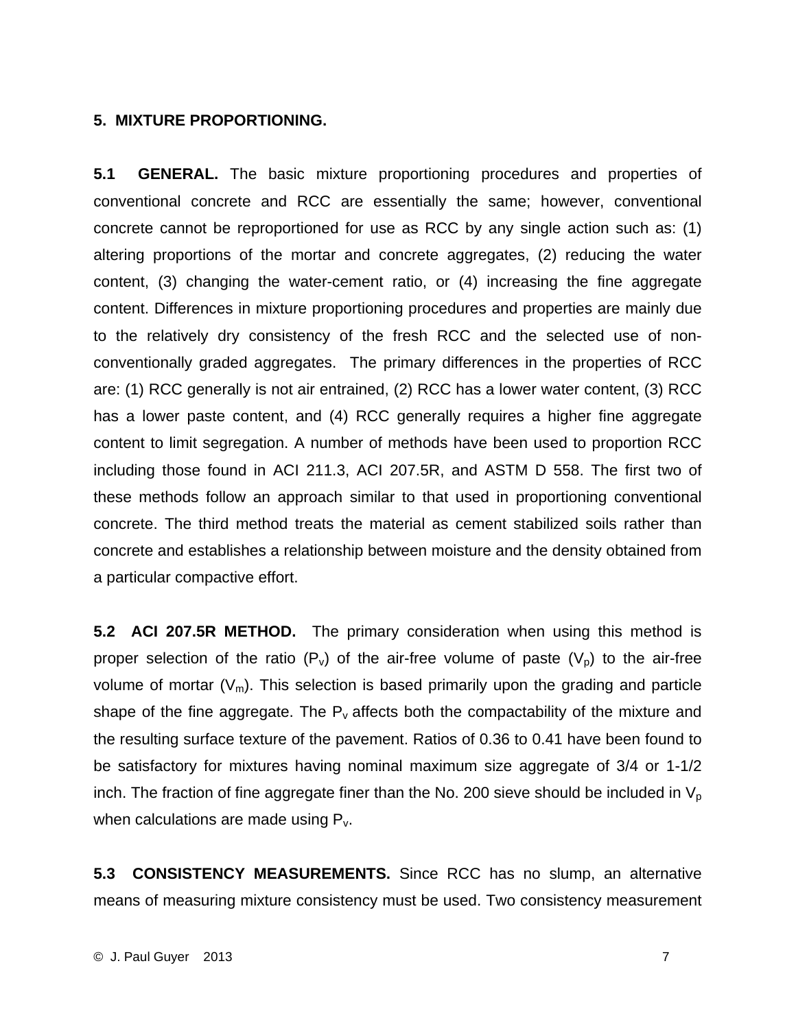## 5. MIXTURE PROPORTIONING.

**5.1 GENERAL.** The basic mixture proportioning procedures and properties of conventional concrete and RCC are essentially the same; however, conventional concrete cannot be reproportioned for use as RCC by any single action such as: (1) altering proportions of the mortar and concrete aggregates, (2) reducing the water content, (3) changing the water-cement ratio, or (4) increasing the fine aggregate content. Differences in mixture proportioning procedures and properties are mainly due to the relatively dry consistency of the fresh RCC and the selected use of non-conventionally graded aggregates. The primary differences in the properties of RCC are: (1) RCC generally is not air entrained, (2) RCC has a lower water content, (3) RCC has a lower paste content, and (4) RCC generally requires a higher fine aggregate content to limit segregation. A number of methods have been used to proportion RCC including those found in ACI 211.3, ACI 207.5R, and ASTM D 558. The first two of these methods follow an approach similar to that used in proportioning conventional concrete. The third method treats the material as cement stabilized soils rather than concrete and establishes a relationship between moisture and the density obtained from a particular compactive effort.

**5.2 ACI 207.5R METHOD.** The primary consideration when using this method is proper selection of the ratio ($P_v$) of the air-free volume of paste ($V_p$) to the air-free volume of mortar ($V_m$). This selection is based primarily upon the grading and particle shape of the fine aggregate. The $P_v$ affects both the compactability of the mixture and the resulting surface texture of the pavement. Ratios of 0.36 to 0.41 have been found to be satisfactory for mixtures having nominal maximum size aggregate of 3/4 or 1-1/2 inch. The fraction of fine aggregate finer than the No. 200 sieve should be included in $V_p$ when calculations are made using $P_v$.

**5.3 CONSISTENCY MEASUREMENTS.** Since RCC has no slump, an alternative means of measuring mixture consistency must be used. Two consistency measurement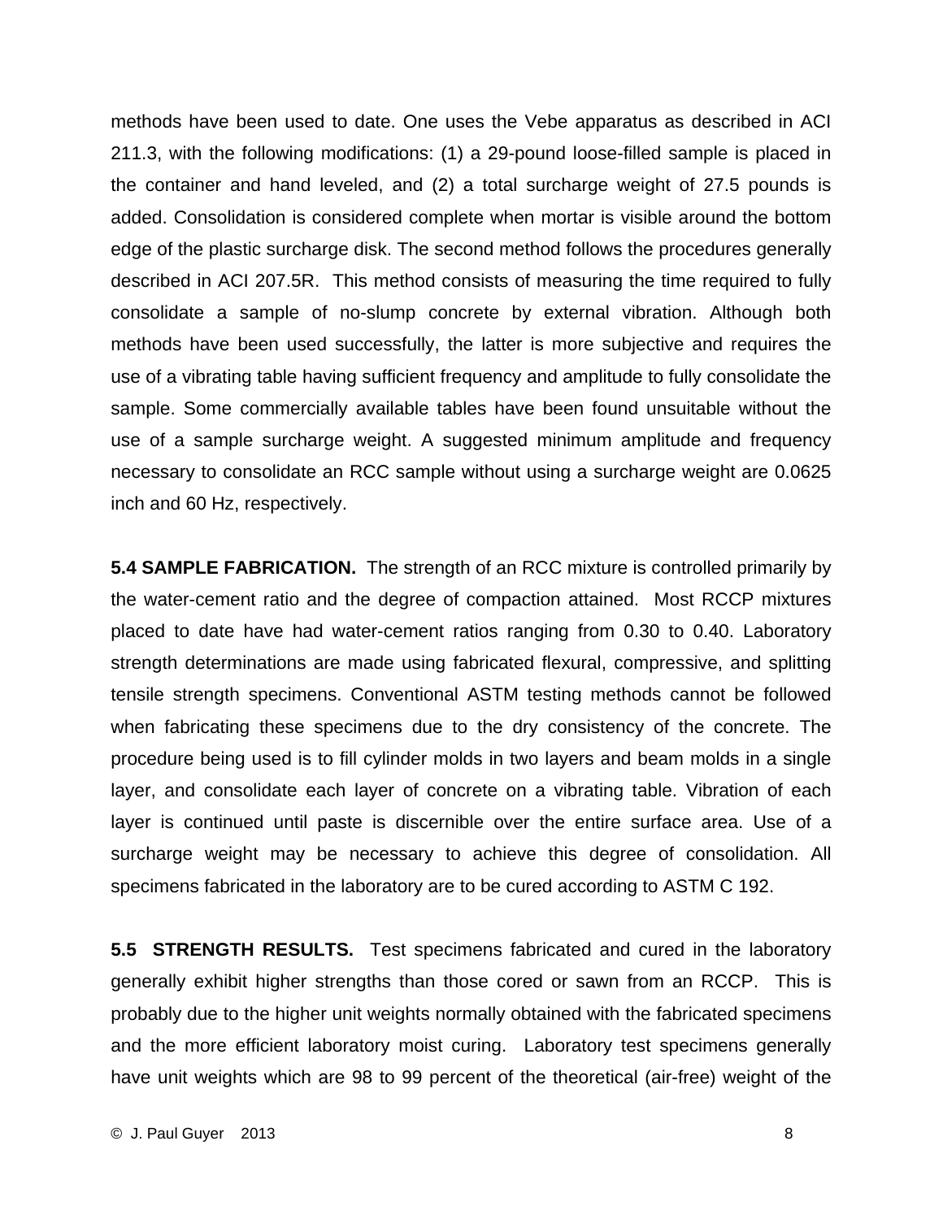methods have been used to date. One uses the Vebe apparatus as described in ACI 211.3, with the following modifications: (1) a 29-pound loose-filled sample is placed in the container and hand leveled, and (2) a total surcharge weight of 27.5 pounds is added. Consolidation is considered complete when mortar is visible around the bottom edge of the plastic surcharge disk. The second method follows the procedures generally described in ACI 207.5R. This method consists of measuring the time required to fully consolidate a sample of no-slump concrete by external vibration. Although both methods have been used successfully, the latter is more subjective and requires the use of a vibrating table having sufficient frequency and amplitude to fully consolidate the sample. Some commercially available tables have been found unsuitable without the use of a sample surcharge weight. A suggested minimum amplitude and frequency necessary to consolidate an RCC sample without using a surcharge weight are 0.0625 inch and 60 Hz, respectively.

**5.4 SAMPLE FABRICATION.** The strength of an RCC mixture is controlled primarily by the water-cement ratio and the degree of compaction attained. Most RCCP mixtures placed to date have had water-cement ratios ranging from 0.30 to 0.40. Laboratory strength determinations are made using fabricated flexural, compressive, and splitting tensile strength specimens. Conventional ASTM testing methods cannot be followed when fabricating these specimens due to the dry consistency of the concrete. The procedure being used is to fill cylinder molds in two layers and beam molds in a single layer, and consolidate each layer of concrete on a vibrating table. Vibration of each layer is continued until paste is discernible over the entire surface area. Use of a surcharge weight may be necessary to achieve this degree of consolidation. All specimens fabricated in the laboratory are to be cured according to ASTM C 192.

**5.5 STRENGTH RESULTS.** Test specimens fabricated and cured in the laboratory generally exhibit higher strengths than those cored or sawn from an RCCP. This is probably due to the higher unit weights normally obtained with the fabricated specimens and the more efficient laboratory moist curing. Laboratory test specimens generally have unit weights which are 98 to 99 percent of the theoretical (air-free) weight of the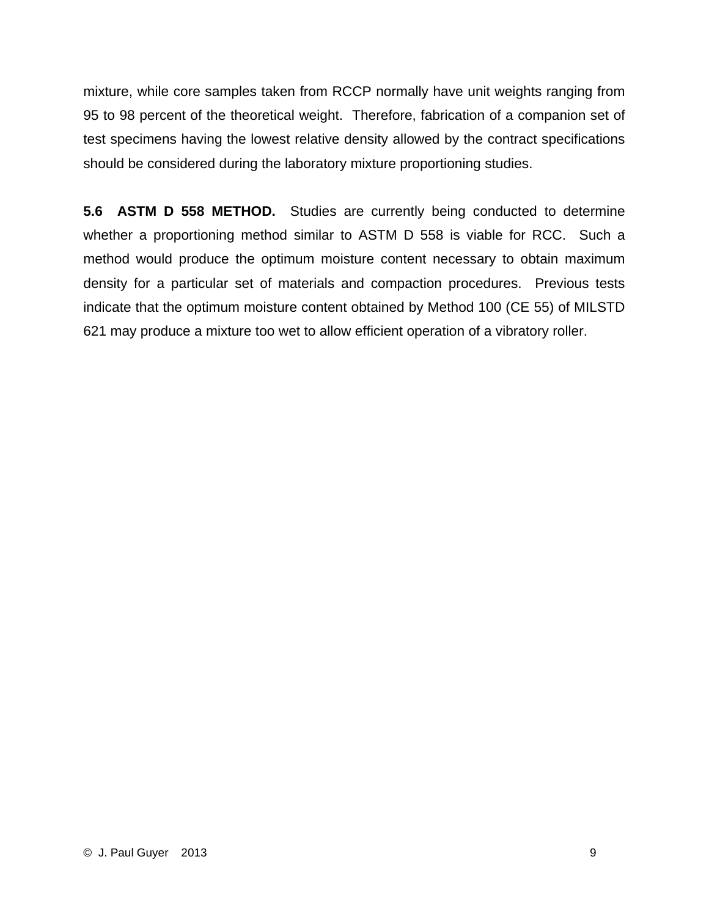mixture, while core samples taken from RCCP normally have unit weights ranging from 95 to 98 percent of the theoretical weight. Therefore, fabrication of a companion set of test specimens having the lowest relative density allowed by the contract specifications should be considered during the laboratory mixture proportioning studies.

**5.6 ASTM D 558 METHOD.** Studies are currently being conducted to determine whether a proportioning method similar to ASTM D 558 is viable for RCC. Such a method would produce the optimum moisture content necessary to obtain maximum density for a particular set of materials and compaction procedures. Previous tests indicate that the optimum moisture content obtained by Method 100 (CE 55) of MILSTD 621 may produce a mixture too wet to allow efficient operation of a vibratory roller.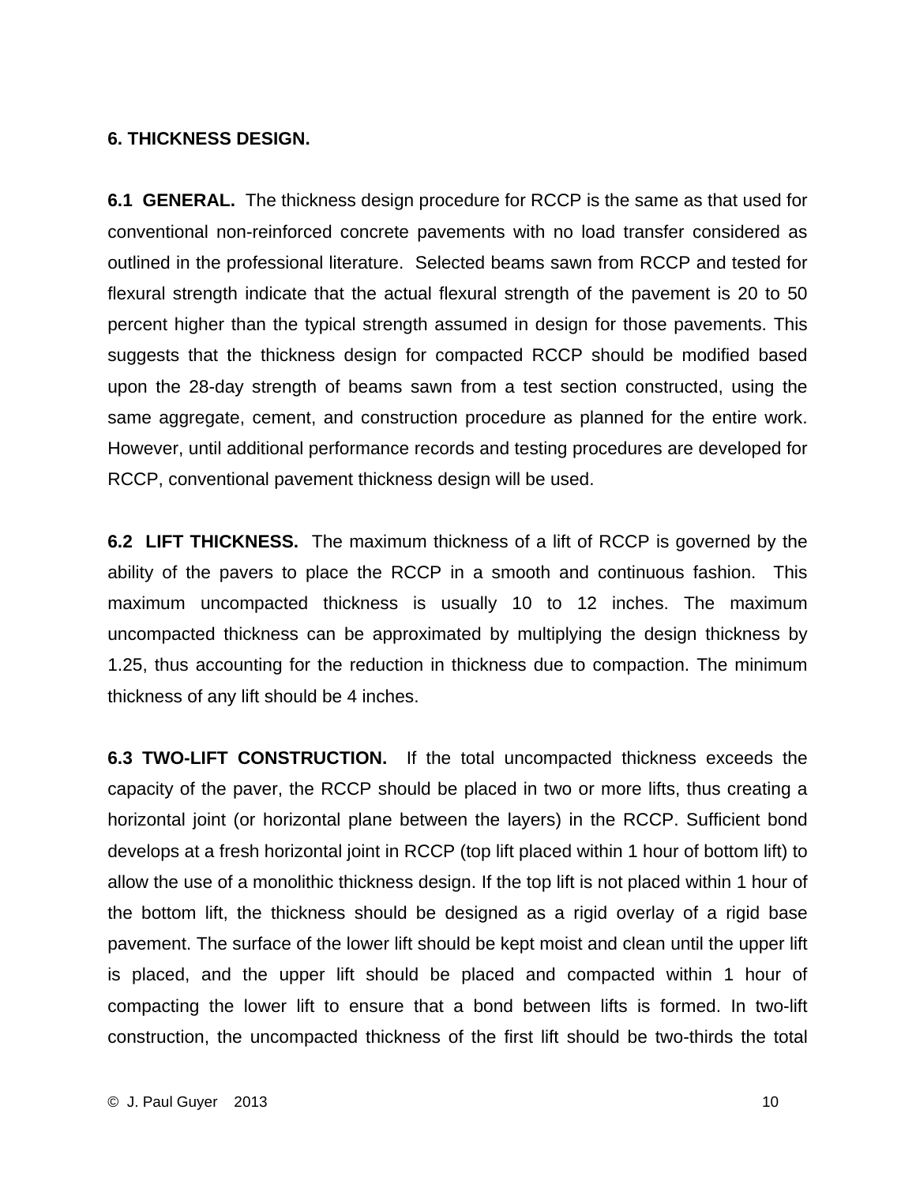## 6. THICKNESS DESIGN.

**6.1 GENERAL.** The thickness design procedure for RCCP is the same as that used for conventional non-reinforced concrete pavements with no load transfer considered as outlined in the professional literature. Selected beams sawn from RCCP and tested for flexural strength indicate that the actual flexural strength of the pavement is 20 to 50 percent higher than the typical strength assumed in design for those pavements. This suggests that the thickness design for compacted RCCP should be modified based upon the 28-day strength of beams sawn from a test section constructed, using the same aggregate, cement, and construction procedure as planned for the entire work. However, until additional performance records and testing procedures are developed for RCCP, conventional pavement thickness design will be used.

**6.2 LIFT THICKNESS.** The maximum thickness of a lift of RCCP is governed by the ability of the pavers to place the RCCP in a smooth and continuous fashion. This maximum uncompacted thickness is usually 10 to 12 inches. The maximum uncompacted thickness can be approximated by multiplying the design thickness by 1.25, thus accounting for the reduction in thickness due to compaction. The minimum thickness of any lift should be 4 inches.

**6.3 TWO-LIFT CONSTRUCTION.** If the total uncompacted thickness exceeds the capacity of the paver, the RCCP should be placed in two or more lifts, thus creating a horizontal joint (or horizontal plane between the layers) in the RCCP. Sufficient bond develops at a fresh horizontal joint in RCCP (top lift placed within 1 hour of bottom lift) to allow the use of a monolithic thickness design. If the top lift is not placed within 1 hour of the bottom lift, the thickness should be designed as a rigid overlay of a rigid base pavement. The surface of the lower lift should be kept moist and clean until the upper lift is placed, and the upper lift should be placed and compacted within 1 hour of compacting the lower lift to ensure that a bond between lifts is formed. In two-lift construction, the uncompacted thickness of the first lift should be two-thirds the total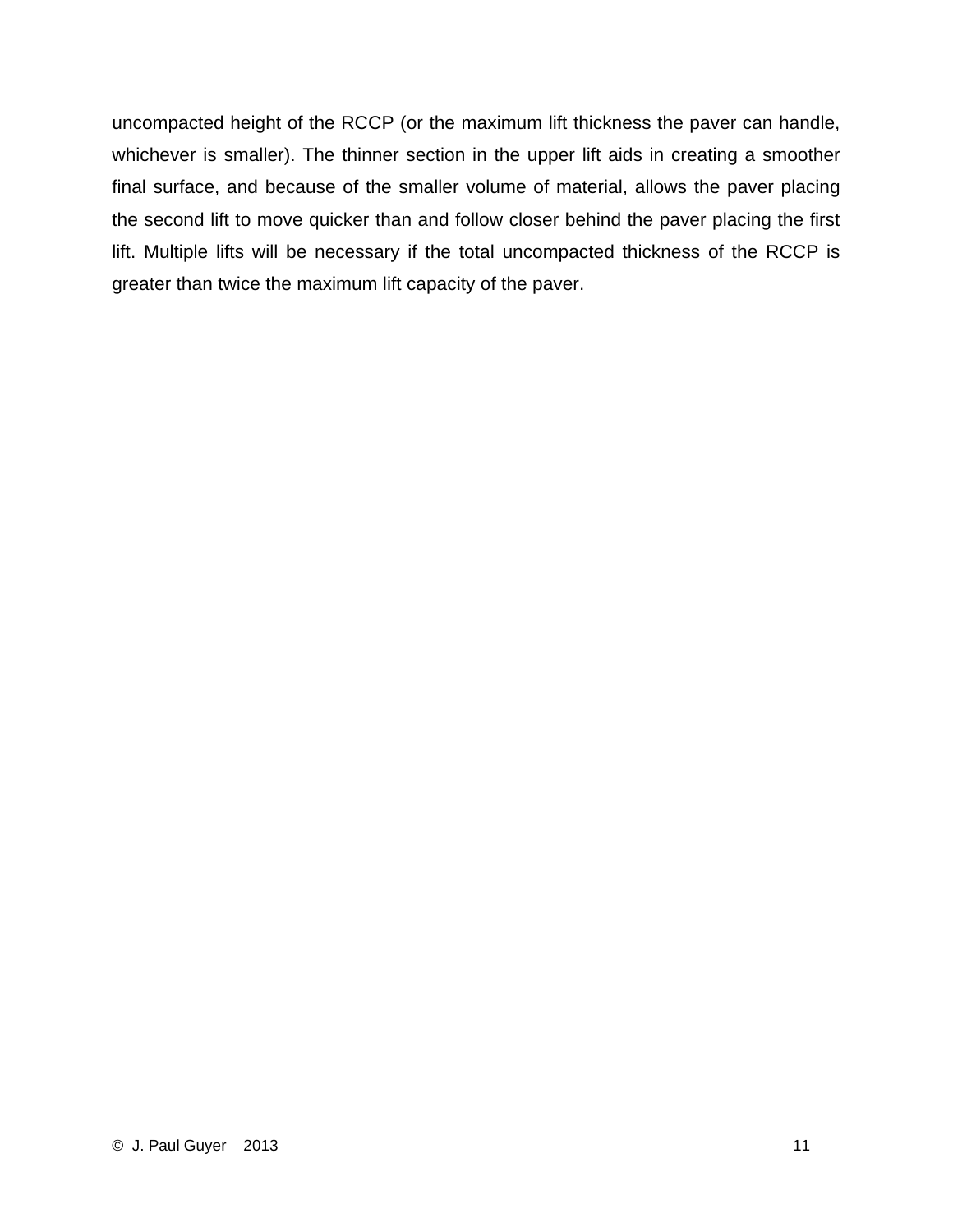uncompacted height of the RCCP (or the maximum lift thickness the paver can handle, whichever is smaller). The thinner section in the upper lift aids in creating a smoother final surface, and because of the smaller volume of material, allows the paver placing the second lift to move quicker than and follow closer behind the paver placing the first lift. Multiple lifts will be necessary if the total uncompacted thickness of the RCCP is greater than twice the maximum lift capacity of the paver.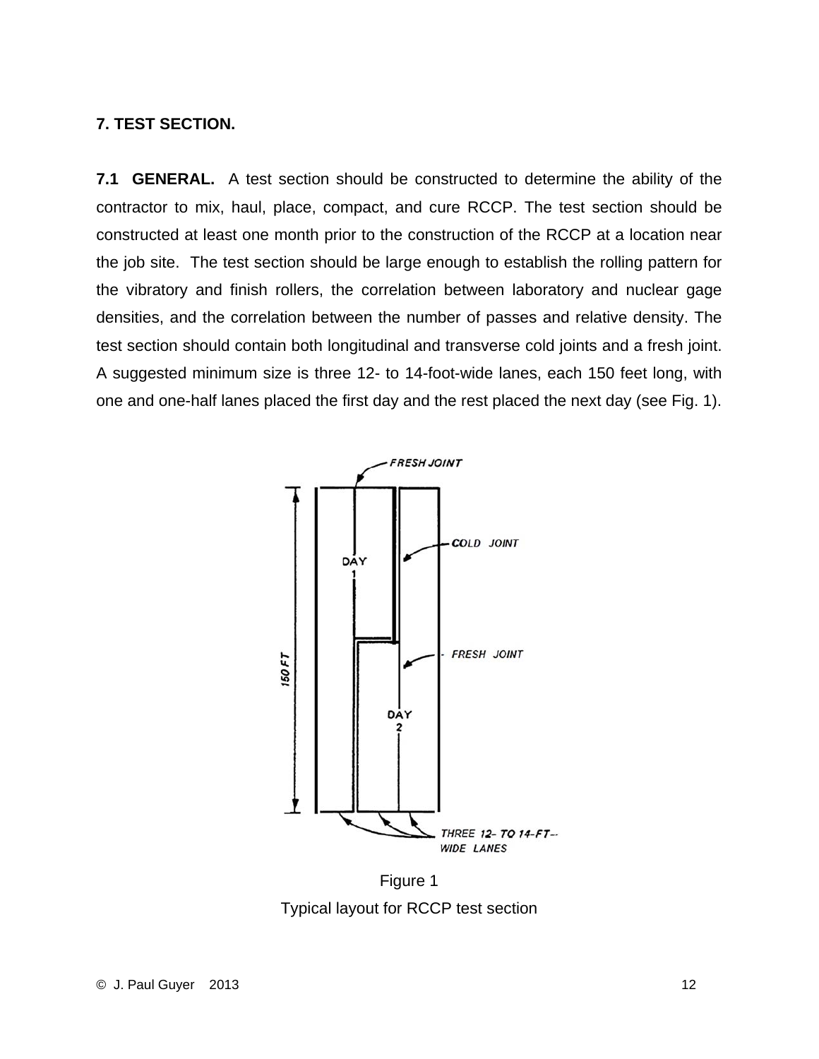## 7. TEST SECTION.

**7.1 GENERAL.** A test section should be constructed to determine the ability of the contractor to mix, haul, place, compact, and cure RCCP. The test section should be constructed at least one month prior to the construction of the RCCP at a location near the job site. The test section should be large enough to establish the rolling pattern for the vibratory and finish rollers, the correlation between laboratory and nuclear gage densities, and the correlation between the number of passes and relative density. The test section should contain both longitudinal and transverse cold joints and a fresh joint. A suggested minimum size is three 12- to 14-foot-wide lanes, each 150 feet long, with one and one-half lanes placed the first day and the rest placed the next day (see Fig. 1).

FRESH JOINT

COLD JOINT

DAY 1

FRESH JOINT

DAY 2

150 FT

THREE 12- TO 14-FT-- WIDE LANES

Figure 1

Typical layout for RCCP test section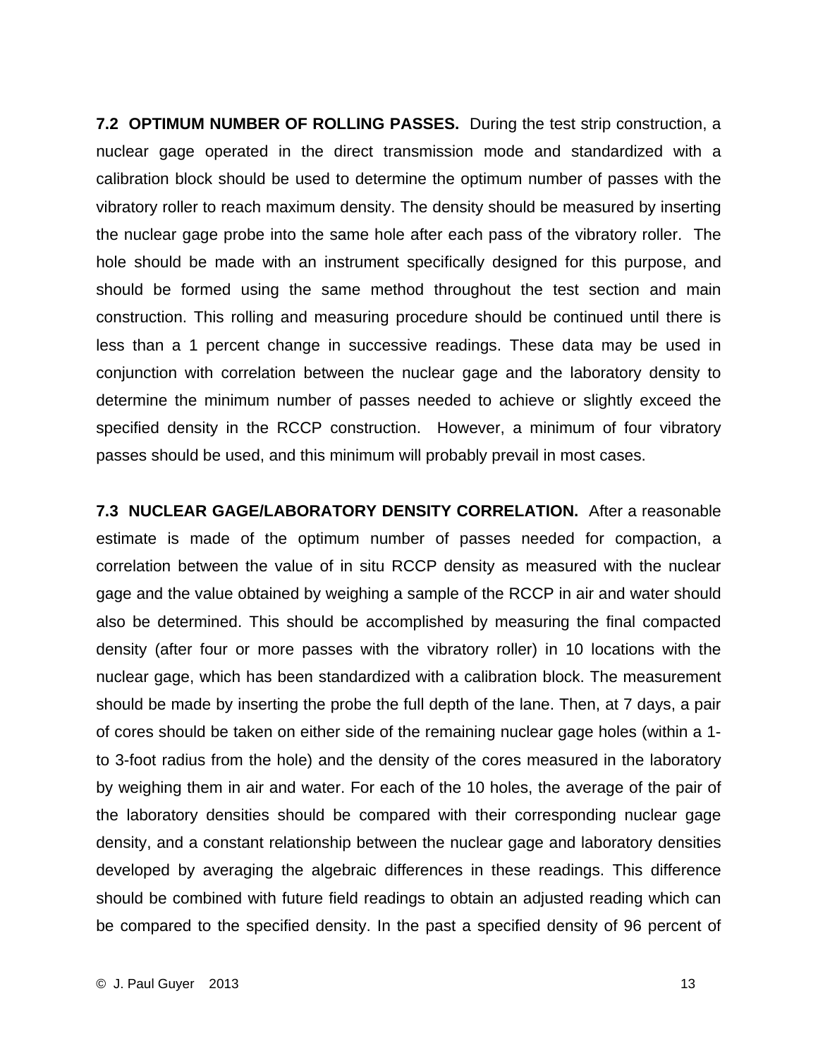**7.2 OPTIMUM NUMBER OF ROLLING PASSES.** During the test strip construction, a nuclear gage operated in the direct transmission mode and standardized with a calibration block should be used to determine the optimum number of passes with the vibratory roller to reach maximum density. The density should be measured by inserting the nuclear gage probe into the same hole after each pass of the vibratory roller. The hole should be made with an instrument specifically designed for this purpose, and should be formed using the same method throughout the test section and main construction. This rolling and measuring procedure should be continued until there is less than a 1 percent change in successive readings. These data may be used in conjunction with correlation between the nuclear gage and the laboratory density to determine the minimum number of passes needed to achieve or slightly exceed the specified density in the RCCP construction. However, a minimum of four vibratory passes should be used, and this minimum will probably prevail in most cases.

**7.3 NUCLEAR GAGE/LABORATORY DENSITY CORRELATION.** After a reasonable estimate is made of the optimum number of passes needed for compaction, a correlation between the value of in situ RCCP density as measured with the nuclear gage and the value obtained by weighing a sample of the RCCP in air and water should also be determined. This should be accomplished by measuring the final compacted density (after four or more passes with the vibratory roller) in 10 locations with the nuclear gage, which has been standardized with a calibration block. The measurement should be made by inserting the probe the full depth of the lane. Then, at 7 days, a pair of cores should be taken on either side of the remaining nuclear gage holes (within a 1- to 3-foot radius from the hole) and the density of the cores measured in the laboratory by weighing them in air and water. For each of the 10 holes, the average of the pair of the laboratory densities should be compared with their corresponding nuclear gage density, and a constant relationship between the nuclear gage and laboratory densities developed by averaging the algebraic differences in these readings. This difference should be combined with future field readings to obtain an adjusted reading which can be compared to the specified density. In the past a specified density of 96 percent of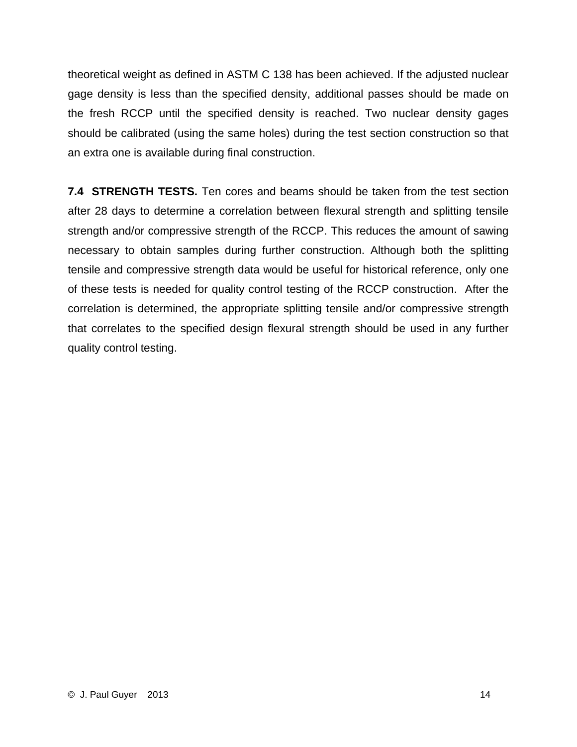theoretical weight as defined in ASTM C 138 has been achieved. If the adjusted nuclear gage density is less than the specified density, additional passes should be made on the fresh RCCP until the specified density is reached. Two nuclear density gages should be calibrated (using the same holes) during the test section construction so that an extra one is available during final construction.

**7.4 STRENGTH TESTS.** Ten cores and beams should be taken from the test section after 28 days to determine a correlation between flexural strength and splitting tensile strength and/or compressive strength of the RCCP. This reduces the amount of sawing necessary to obtain samples during further construction. Although both the splitting tensile and compressive strength data would be useful for historical reference, only one of these tests is needed for quality control testing of the RCCP construction. After the correlation is determined, the appropriate splitting tensile and/or compressive strength that correlates to the specified design flexural strength should be used in any further quality control testing.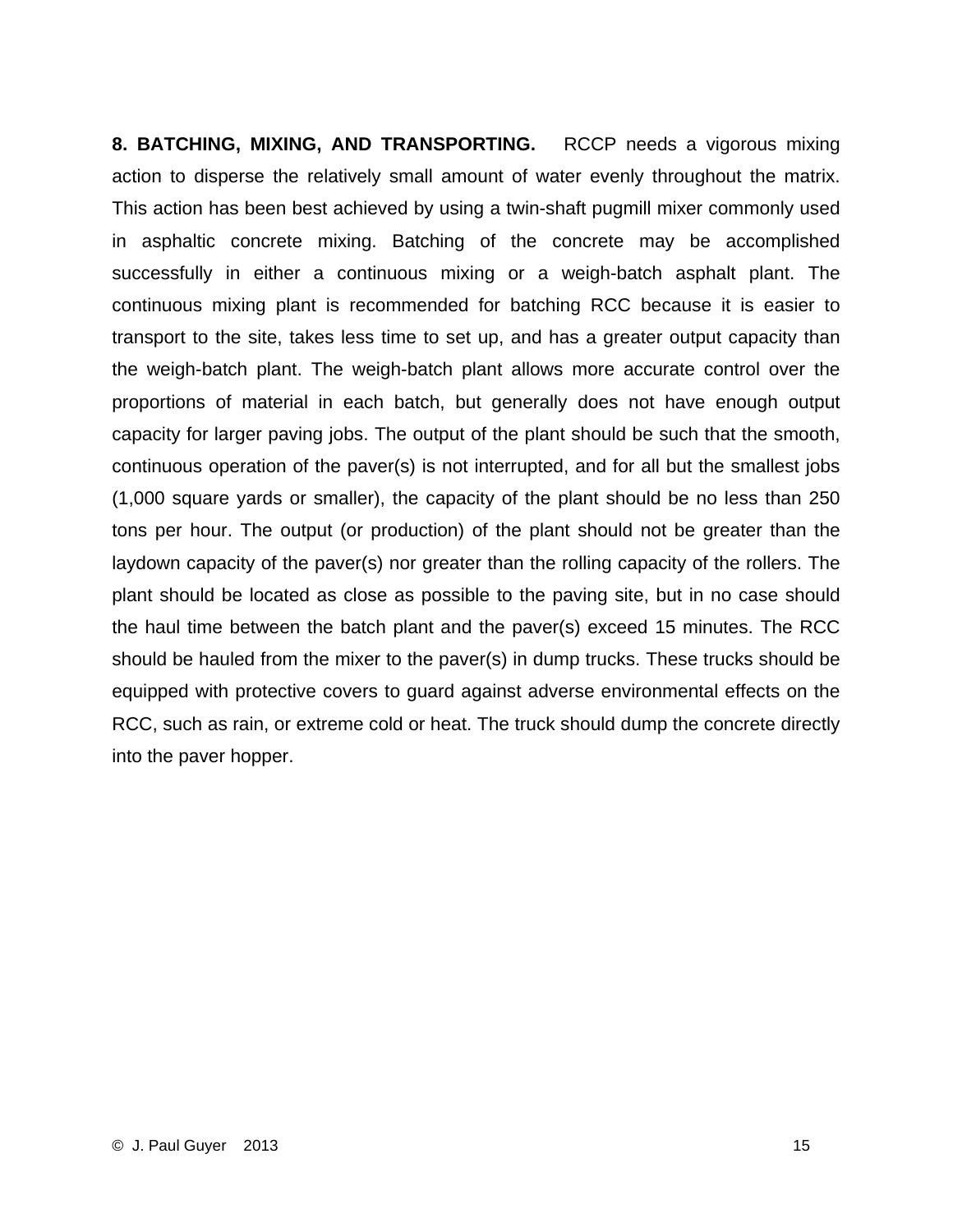**8. BATCHING, MIXING, AND TRANSPORTING.** RCCP needs a vigorous mixing action to disperse the relatively small amount of water evenly throughout the matrix. This action has been best achieved by using a twin-shaft pugmill mixer commonly used in asphaltic concrete mixing. Batching of the concrete may be accomplished successfully in either a continuous mixing or a weigh-batch asphalt plant. The continuous mixing plant is recommended for batching RCC because it is easier to transport to the site, takes less time to set up, and has a greater output capacity than the weigh-batch plant. The weigh-batch plant allows more accurate control over the proportions of material in each batch, but generally does not have enough output capacity for larger paving jobs. The output of the plant should be such that the smooth, continuous operation of the paver(s) is not interrupted, and for all but the smallest jobs (1,000 square yards or smaller), the capacity of the plant should be no less than 250 tons per hour. The output (or production) of the plant should not be greater than the laydown capacity of the paver(s) nor greater than the rolling capacity of the rollers. The plant should be located as close as possible to the paving site, but in no case should the haul time between the batch plant and the paver(s) exceed 15 minutes. The RCC should be hauled from the mixer to the paver(s) in dump trucks. These trucks should be equipped with protective covers to guard against adverse environmental effects on the RCC, such as rain, or extreme cold or heat. The truck should dump the concrete directly into the paver hopper.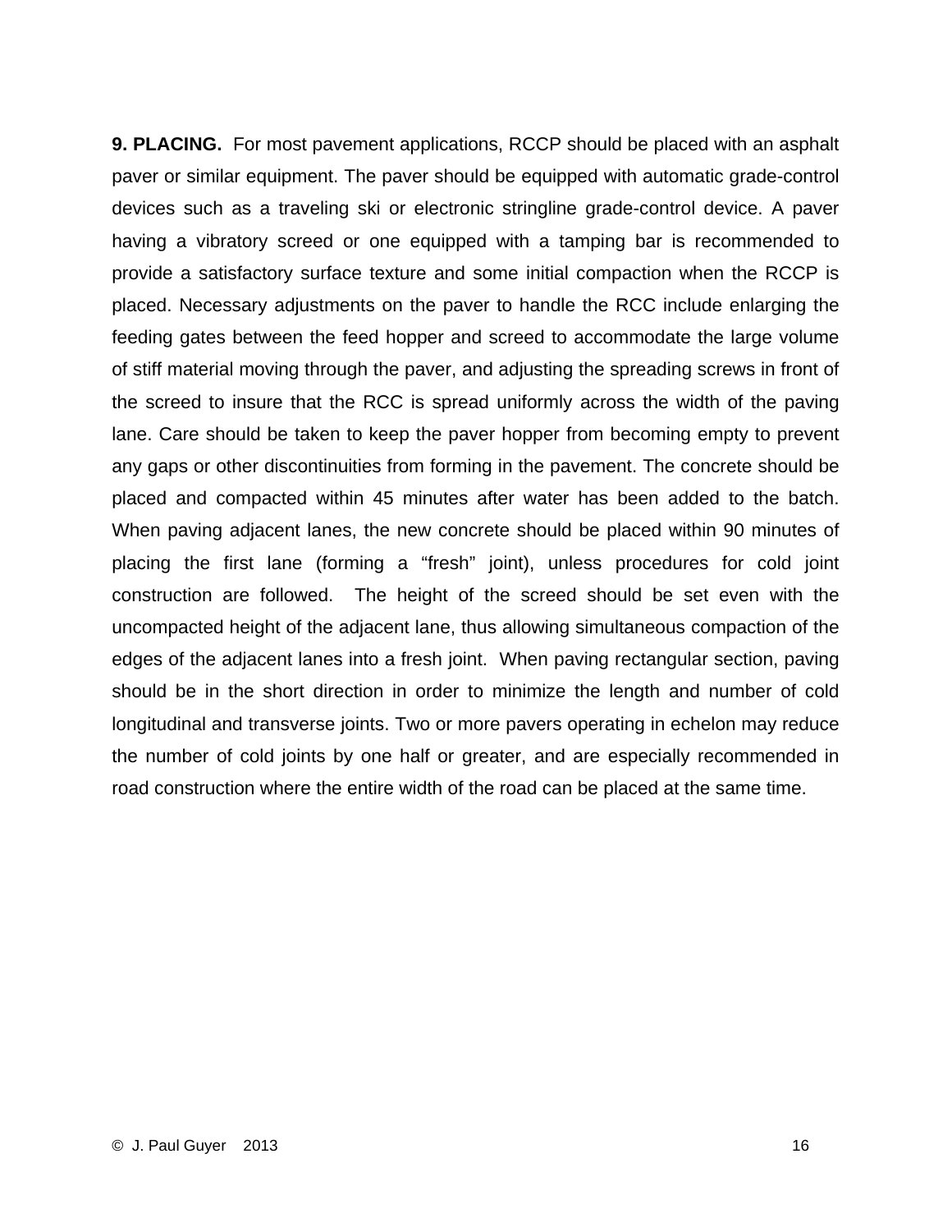**9. PLACING.** For most pavement applications, RCCP should be placed with an asphalt paver or similar equipment. The paver should be equipped with automatic grade-control devices such as a traveling ski or electronic stringline grade-control device. A paver having a vibratory screed or one equipped with a tamping bar is recommended to provide a satisfactory surface texture and some initial compaction when the RCCP is placed. Necessary adjustments on the paver to handle the RCC include enlarging the feeding gates between the feed hopper and screed to accommodate the large volume of stiff material moving through the paver, and adjusting the spreading screws in front of the screed to insure that the RCC is spread uniformly across the width of the paving lane. Care should be taken to keep the paver hopper from becoming empty to prevent any gaps or other discontinuities from forming in the pavement. The concrete should be placed and compacted within 45 minutes after water has been added to the batch. When paving adjacent lanes, the new concrete should be placed within 90 minutes of placing the first lane (forming a "fresh" joint), unless procedures for cold joint construction are followed. The height of the screed should be set even with the uncompacted height of the adjacent lane, thus allowing simultaneous compaction of the edges of the adjacent lanes into a fresh joint. When paving rectangular section, paving should be in the short direction in order to minimize the length and number of cold longitudinal and transverse joints. Two or more pavers operating in echelon may reduce the number of cold joints by one half or greater, and are especially recommended in road construction where the entire width of the road can be placed at the same time.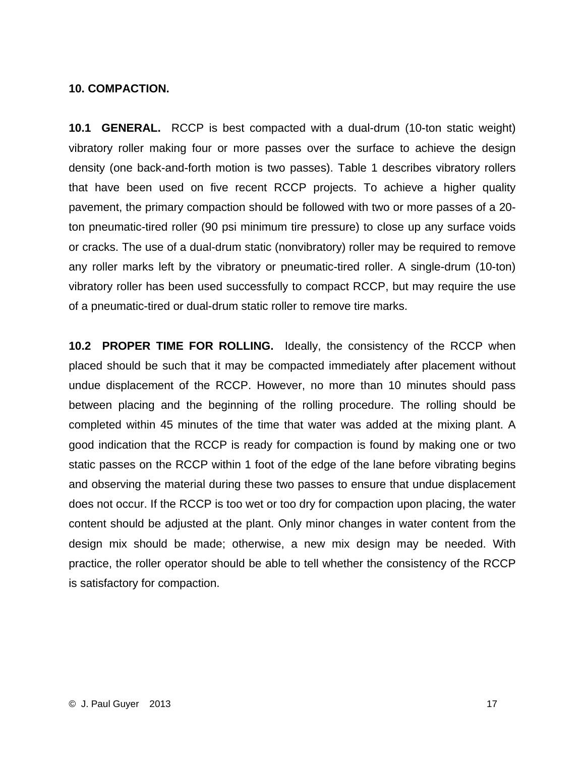## 10. COMPACTION.

**10.1 GENERAL.** RCCP is best compacted with a dual-drum (10-ton static weight) vibratory roller making four or more passes over the surface to achieve the design density (one back-and-forth motion is two passes). Table 1 describes vibratory rollers that have been used on five recent RCCP projects. To achieve a higher quality pavement, the primary compaction should be followed with two or more passes of a 20-ton pneumatic-tired roller (90 psi minimum tire pressure) to close up any surface voids or cracks. The use of a dual-drum static (nonvibratory) roller may be required to remove any roller marks left by the vibratory or pneumatic-tired roller. A single-drum (10-ton) vibratory roller has been used successfully to compact RCCP, but may require the use of a pneumatic-tired or dual-drum static roller to remove tire marks.

**10.2 PROPER TIME FOR ROLLING.** Ideally, the consistency of the RCCP when placed should be such that it may be compacted immediately after placement without undue displacement of the RCCP. However, no more than 10 minutes should pass between placing and the beginning of the rolling procedure. The rolling should be completed within 45 minutes of the time that water was added at the mixing plant. A good indication that the RCCP is ready for compaction is found by making one or two static passes on the RCCP within 1 foot of the edge of the lane before vibrating begins and observing the material during these two passes to ensure that undue displacement does not occur. If the RCCP is too wet or too dry for compaction upon placing, the water content should be adjusted at the plant. Only minor changes in water content from the design mix should be made; otherwise, a new mix design may be needed. With practice, the roller operator should be able to tell whether the consistency of the RCCP is satisfactory for compaction.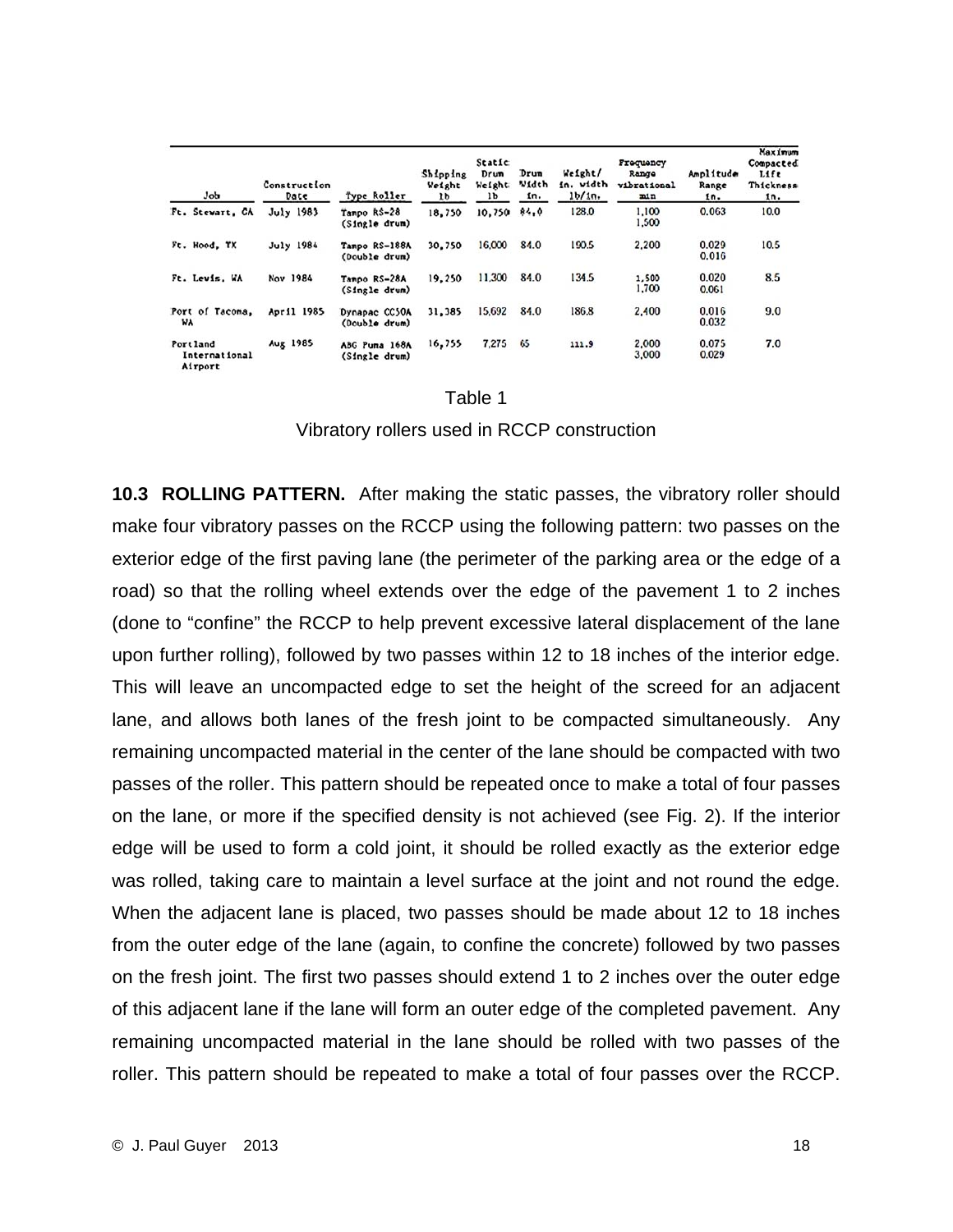| Job | Construction Date | Type Roller | Shipping Weight lb | Static Drum Weight lb | Drum Width in. | Weight/ in. width lb/in. | Frequency Range vibrational min | Amplitude Range in. | Maximum Compacted Lift Thickness in. |
|---|---|---|---|---|---|---|---|---|---|
| Ft. Stewart, GA | July 1983 | Tampo RS-28 (Single drum) | 18,750 | 10,750 | 84.0 | 128.0 | 1,100<br>1,500 | 0.063 | 10.0 |
| Ft. Hood, TX | July 1984 | Tampo RS-188A (Double drum) | 30,750 | 16,000 | 84.0 | 190.5 | 2,200 | 0.029<br>0.016 | 10.5 |
| Ft. Lewis, WA | Nov 1984 | Tampo RS-28A (Single drum) | 19,250 | 11,300 | 84.0 | 134.5 | 1,500<br>1,700 | 0.020<br>0.061 | 8.5 |
| Port of Tacoma, WA | April 1985 | Dynapac CC50A (Double drum) | 31,385 | 15,692 | 84.0 | 186.8 | 2,400 | 0.016<br>0.032 | 9.0 |
| Portland International Airport | Aug 1985 | ABG Puma 168A (Single drum) | 16,755 | 7,275 | 65 | 111.9 | 2,000<br>3,000 | 0.075<br>0.029 | 7.0 |

Table 1

Vibratory rollers used in RCCP construction

**10.3 ROLLING PATTERN.** After making the static passes, the vibratory roller should make four vibratory passes on the RCCP using the following pattern: two passes on the exterior edge of the first paving lane (the perimeter of the parking area or the edge of a road) so that the rolling wheel extends over the edge of the pavement 1 to 2 inches (done to "confine" the RCCP to help prevent excessive lateral displacement of the lane upon further rolling), followed by two passes within 12 to 18 inches of the interior edge. This will leave an uncompacted edge to set the height of the screed for an adjacent lane, and allows both lanes of the fresh joint to be compacted simultaneously. Any remaining uncompacted material in the center of the lane should be compacted with two passes of the roller. This pattern should be repeated once to make a total of four passes on the lane, or more if the specified density is not achieved (see Fig. 2). If the interior edge will be used to form a cold joint, it should be rolled exactly as the exterior edge was rolled, taking care to maintain a level surface at the joint and not round the edge. When the adjacent lane is placed, two passes should be made about 12 to 18 inches from the outer edge of the lane (again, to confine the concrete) followed by two passes on the fresh joint. The first two passes should extend 1 to 2 inches over the outer edge of this adjacent lane if the lane will form an outer edge of the completed pavement. Any remaining uncompacted material in the lane should be rolled with two passes of the roller. This pattern should be repeated to make a total of four passes over the RCCP.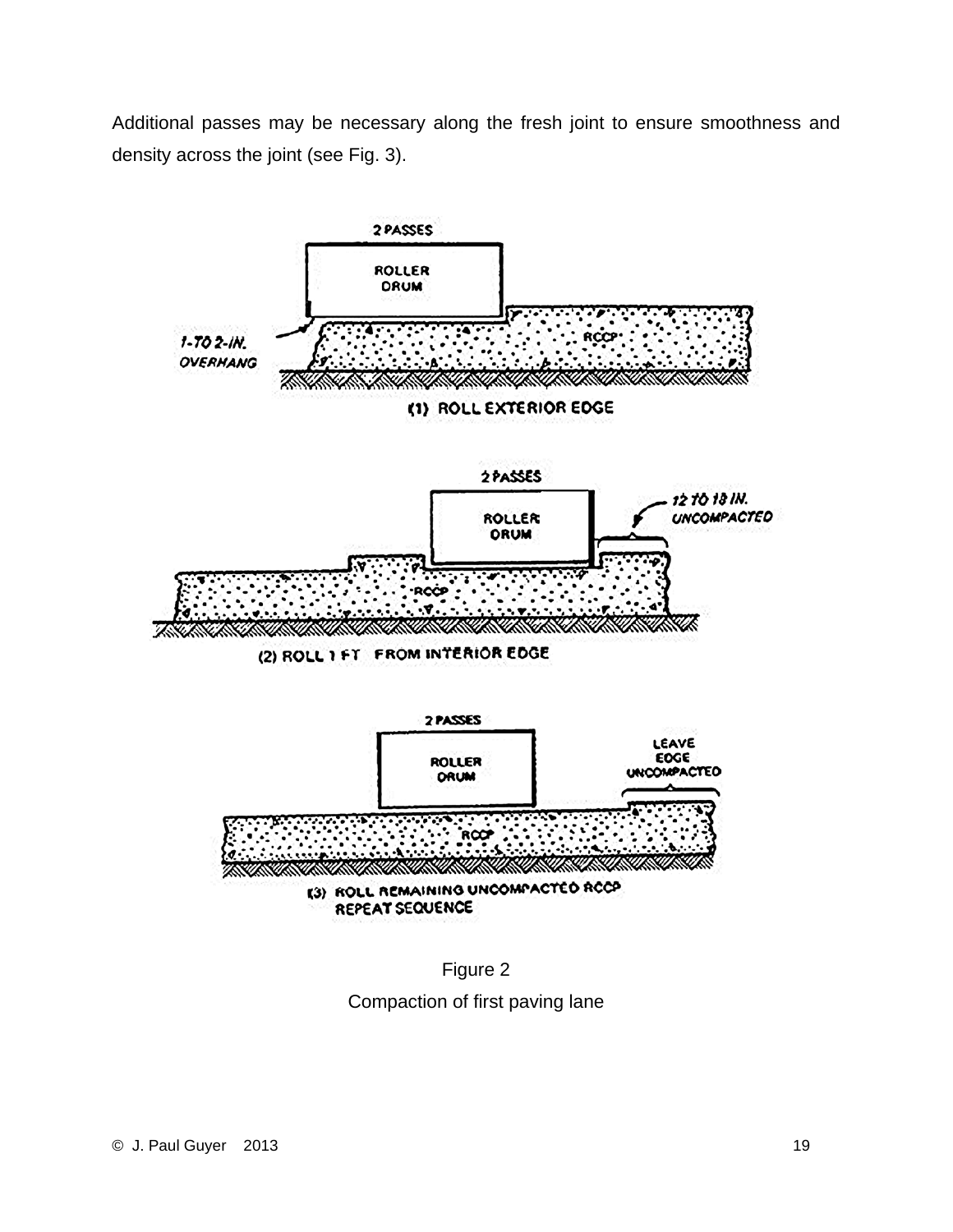Additional passes may be necessary along the fresh joint to ensure smoothness and density across the joint (see Fig. 3).

2 PASSES

ROLLER DRUM

1-TO 2-IN. OVERHANG

RCCP

(1) ROLL EXTERIOR EDGE

2 PASSES

ROLLER DRUM

12 TO 18 IN. UNCOMPACTED

RCCP

(2) ROLL 1 FT FROM INTERIOR EDGE

2 PASSES

ROLLER DRUM

LEAVE EDGE UNCOMPACTED

RCCP

(3) ROLL REMAINING UNCOMPACTED RCCP REPEAT SEQUENCE

Figure 2

Compaction of first paving lane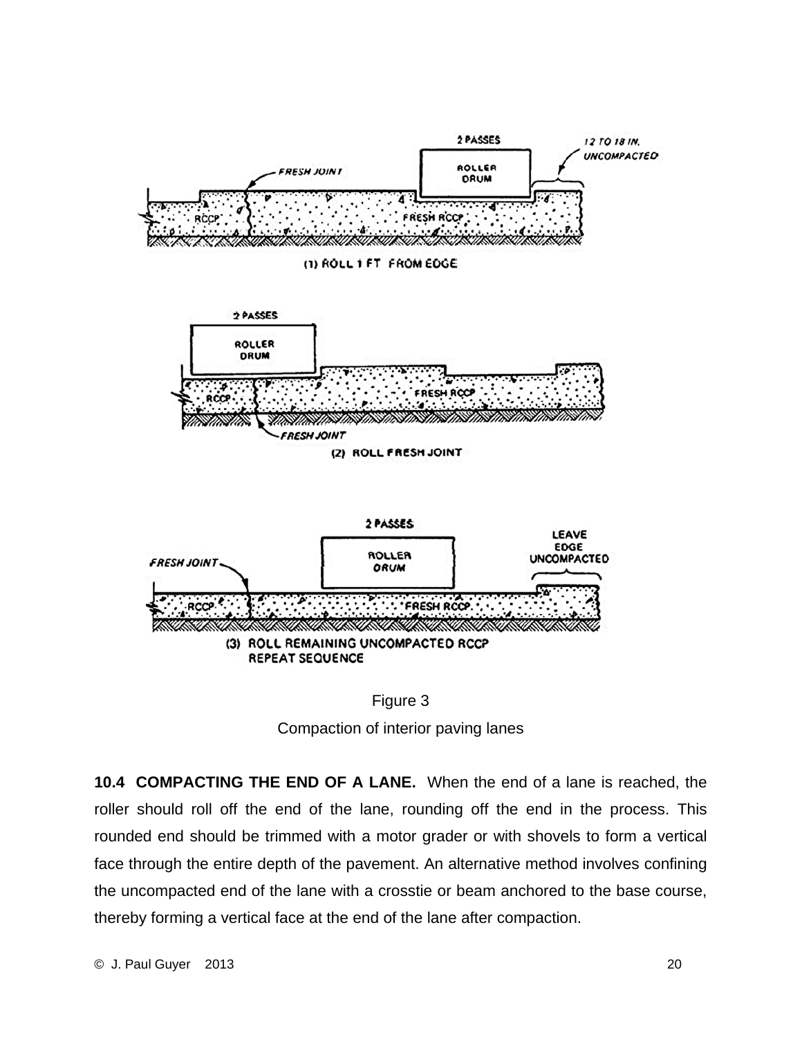2 PASSES

12 TO 18 IN. UNCOMPACTED

ROLLER DRUM

FRESH JOINT

RCCP

FRESH RCCP

(1) ROLL 1 FT FROM EDGE

2 PASSES

ROLLER DRUM

RCCP

FRESH RCCP

FRESH JOINT

(2) ROLL FRESH JOINT

2 PASSES

LEAVE EDGE UNCOMPACTED

ROLLER DRUM

FRESH JOINT

RCCP

FRESH RCCP

(3) ROLL REMAINING UNCOMPACTED RCCP REPEAT SEQUENCE

Figure 3

Compaction of interior paving lanes

**10.4 COMPACTING THE END OF A LANE.** When the end of a lane is reached, the roller should roll off the end of the lane, rounding off the end in the process. This rounded end should be trimmed with a motor grader or with shovels to form a vertical face through the entire depth of the pavement. An alternative method involves confining the uncompacted end of the lane with a crosstie or beam anchored to the base course, thereby forming a vertical face at the end of the lane after compaction.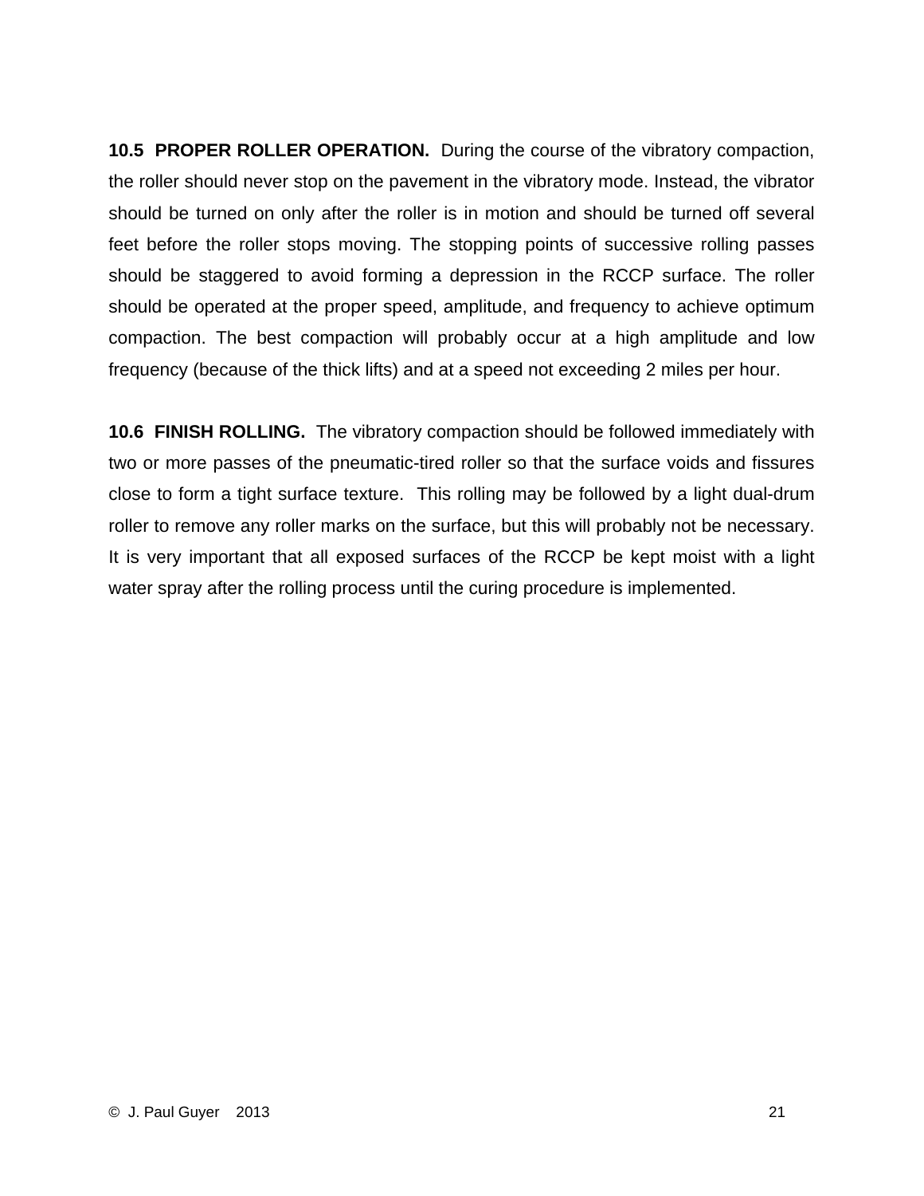**10.5 PROPER ROLLER OPERATION.** During the course of the vibratory compaction, the roller should never stop on the pavement in the vibratory mode. Instead, the vibrator should be turned on only after the roller is in motion and should be turned off several feet before the roller stops moving. The stopping points of successive rolling passes should be staggered to avoid forming a depression in the RCCP surface. The roller should be operated at the proper speed, amplitude, and frequency to achieve optimum compaction. The best compaction will probably occur at a high amplitude and low frequency (because of the thick lifts) and at a speed not exceeding 2 miles per hour.

**10.6 FINISH ROLLING.** The vibratory compaction should be followed immediately with two or more passes of the pneumatic-tired roller so that the surface voids and fissures close to form a tight surface texture. This rolling may be followed by a light dual-drum roller to remove any roller marks on the surface, but this will probably not be necessary. It is very important that all exposed surfaces of the RCCP be kept moist with a light water spray after the rolling process until the curing procedure is implemented.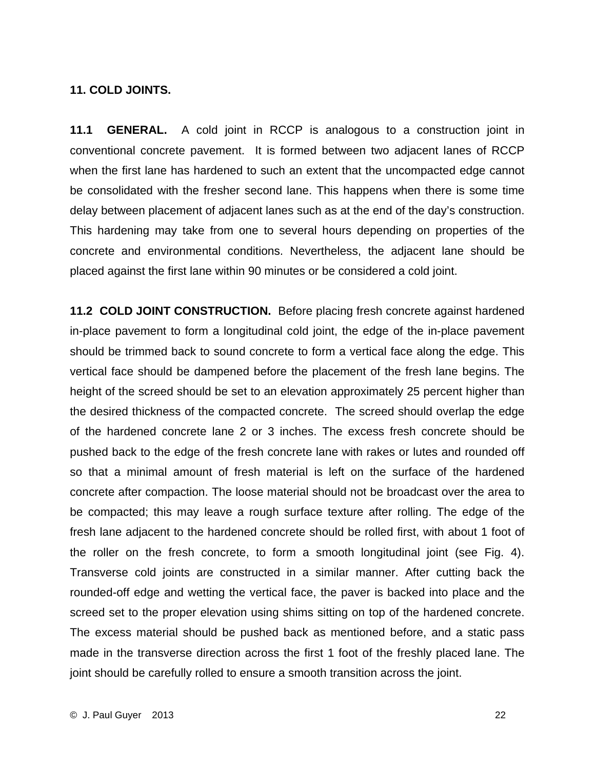## 11. COLD JOINTS.

**11.1 GENERAL.** A cold joint in RCCP is analogous to a construction joint in conventional concrete pavement. It is formed between two adjacent lanes of RCCP when the first lane has hardened to such an extent that the uncompacted edge cannot be consolidated with the fresher second lane. This happens when there is some time delay between placement of adjacent lanes such as at the end of the day's construction. This hardening may take from one to several hours depending on properties of the concrete and environmental conditions. Nevertheless, the adjacent lane should be placed against the first lane within 90 minutes or be considered a cold joint.

**11.2 COLD JOINT CONSTRUCTION.** Before placing fresh concrete against hardened in-place pavement to form a longitudinal cold joint, the edge of the in-place pavement should be trimmed back to sound concrete to form a vertical face along the edge. This vertical face should be dampened before the placement of the fresh lane begins. The height of the screed should be set to an elevation approximately 25 percent higher than the desired thickness of the compacted concrete. The screed should overlap the edge of the hardened concrete lane 2 or 3 inches. The excess fresh concrete should be pushed back to the edge of the fresh concrete lane with rakes or lutes and rounded off so that a minimal amount of fresh material is left on the surface of the hardened concrete after compaction. The loose material should not be broadcast over the area to be compacted; this may leave a rough surface texture after rolling. The edge of the fresh lane adjacent to the hardened concrete should be rolled first, with about 1 foot of the roller on the fresh concrete, to form a smooth longitudinal joint (see Fig. 4). Transverse cold joints are constructed in a similar manner. After cutting back the rounded-off edge and wetting the vertical face, the paver is backed into place and the screed set to the proper elevation using shims sitting on top of the hardened concrete. The excess material should be pushed back as mentioned before, and a static pass made in the transverse direction across the first 1 foot of the freshly placed lane. The joint should be carefully rolled to ensure a smooth transition across the joint.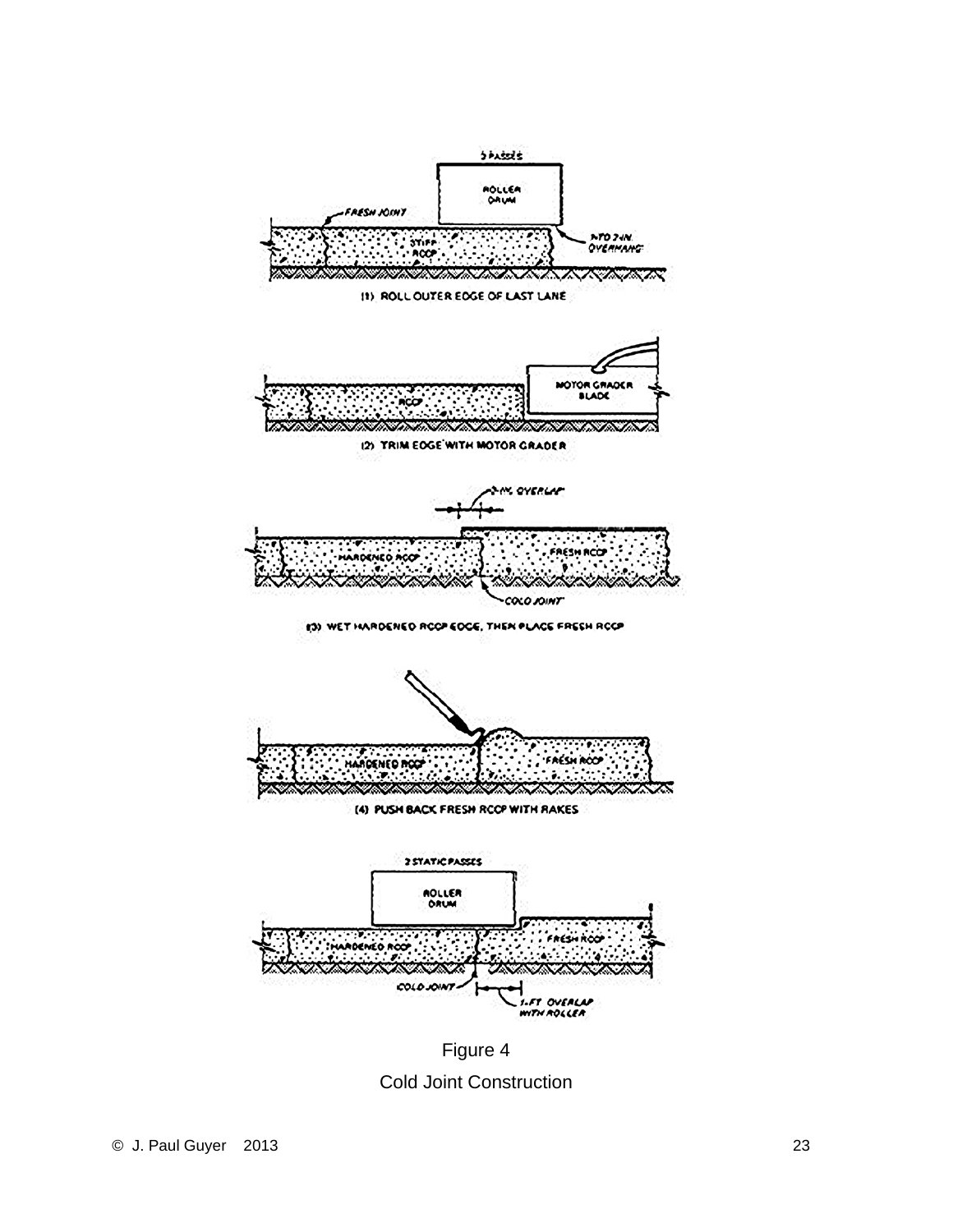3 PASSES

ROLLER DRUM

FRESH JOINT

STIFF RCCP

1 TO 2-IN OVERHANG

(1) ROLL OUTER EDGE OF LAST LANE

RCCP

MOTOR GRADER BLADE

(2) TRIM EDGE WITH MOTOR GRADER

2-IN. OVERLAP

HARDENED RCCP

FRESH RCCP

COLD JOINT

(3) WET HARDENED RCCP EDGE, THEN PLACE FRESH RCCP

HARDENED RCCP

FRESH RCCP

(4) PUSH BACK FRESH RCCP WITH RAKES

2 STATIC PASSES

ROLLER DRUM

HARDENED RCCP

FRESH RCCP

COLD JOINT

1-FT OVERLAP WITH ROLLER

Figure 4

Cold Joint Construction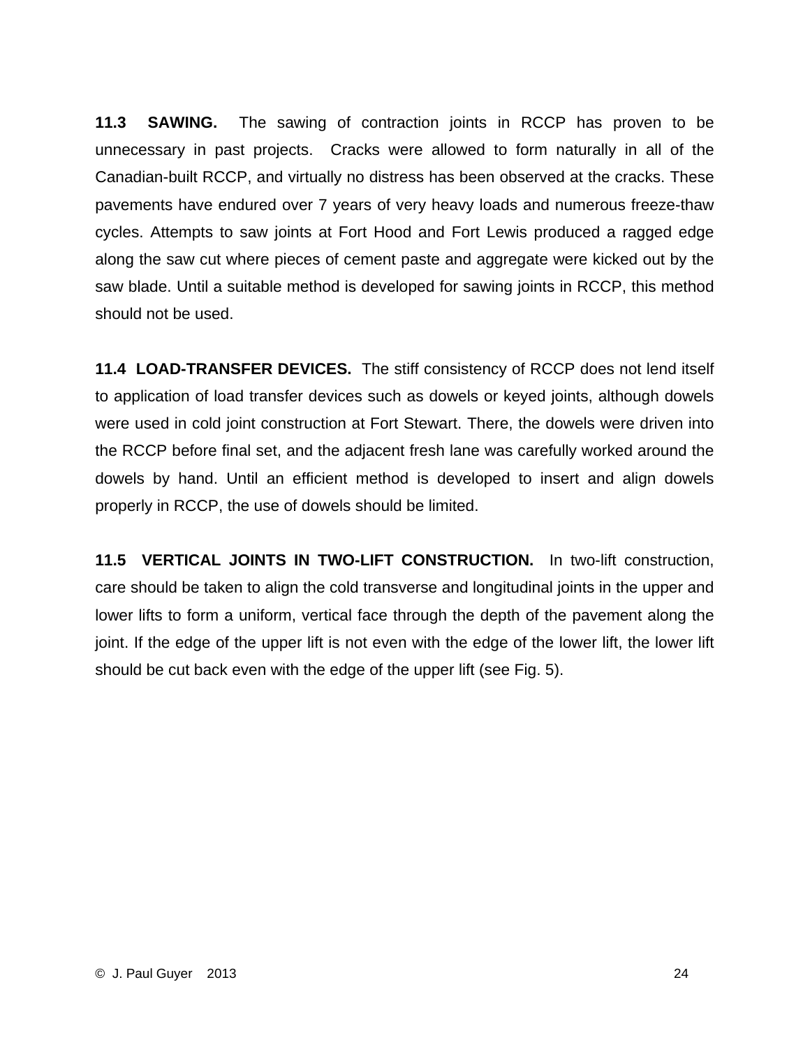**11.3 SAWING.** The sawing of contraction joints in RCCP has proven to be unnecessary in past projects. Cracks were allowed to form naturally in all of the Canadian-built RCCP, and virtually no distress has been observed at the cracks. These pavements have endured over 7 years of very heavy loads and numerous freeze-thaw cycles. Attempts to saw joints at Fort Hood and Fort Lewis produced a ragged edge along the saw cut where pieces of cement paste and aggregate were kicked out by the saw blade. Until a suitable method is developed for sawing joints in RCCP, this method should not be used.

**11.4 LOAD-TRANSFER DEVICES.** The stiff consistency of RCCP does not lend itself to application of load transfer devices such as dowels or keyed joints, although dowels were used in cold joint construction at Fort Stewart. There, the dowels were driven into the RCCP before final set, and the adjacent fresh lane was carefully worked around the dowels by hand. Until an efficient method is developed to insert and align dowels properly in RCCP, the use of dowels should be limited.

**11.5 VERTICAL JOINTS IN TWO-LIFT CONSTRUCTION.** In two-lift construction, care should be taken to align the cold transverse and longitudinal joints in the upper and lower lifts to form a uniform, vertical face through the depth of the pavement along the joint. If the edge of the upper lift is not even with the edge of the lower lift, the lower lift should be cut back even with the edge of the upper lift (see Fig. 5).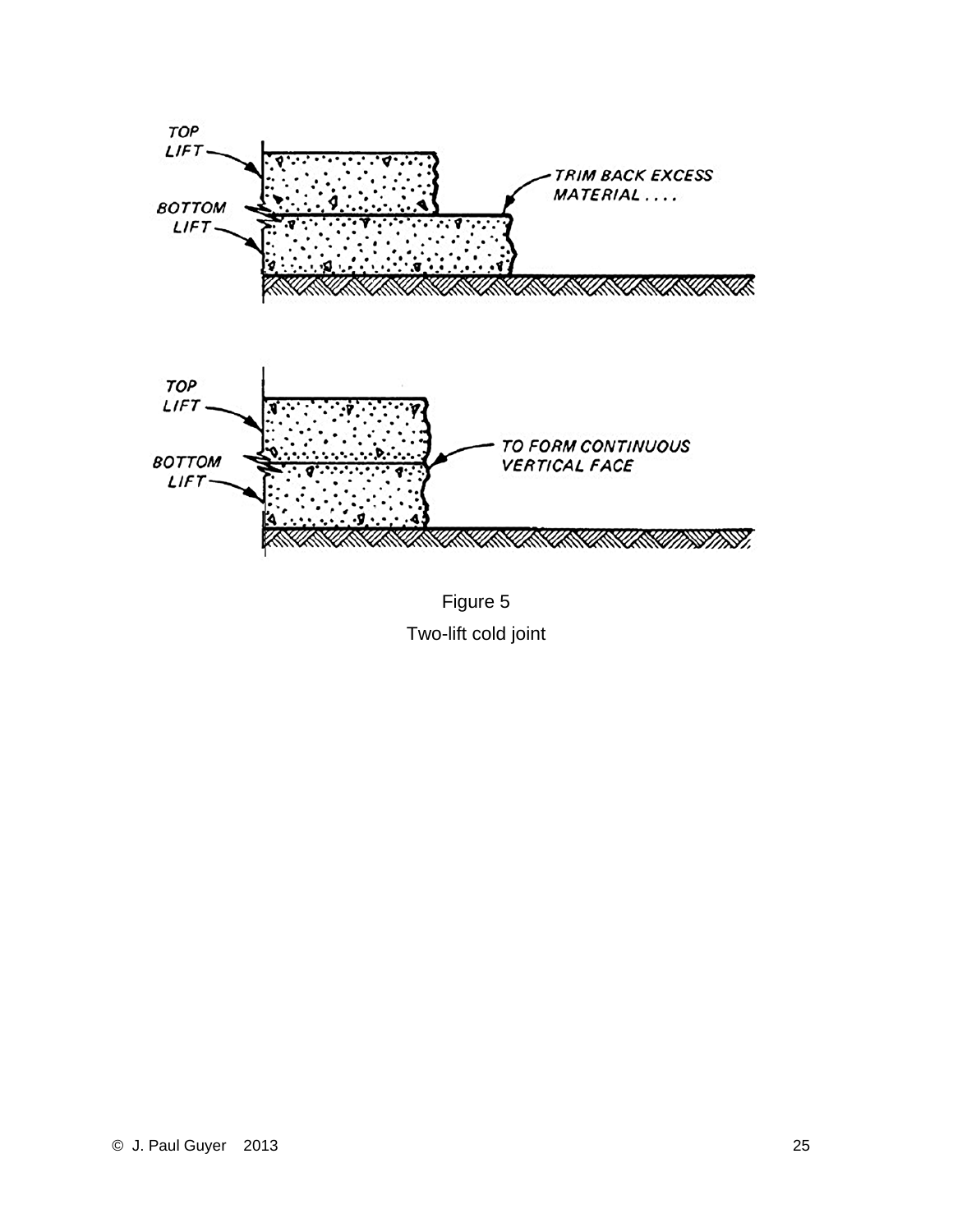TOP LIFT

BOTTOM LIFT

TRIM BACK EXCESS MATERIAL . . . .

TOP LIFT

BOTTOM LIFT

TO FORM CONTINUOUS VERTICAL FACE

Figure 5

Two-lift cold joint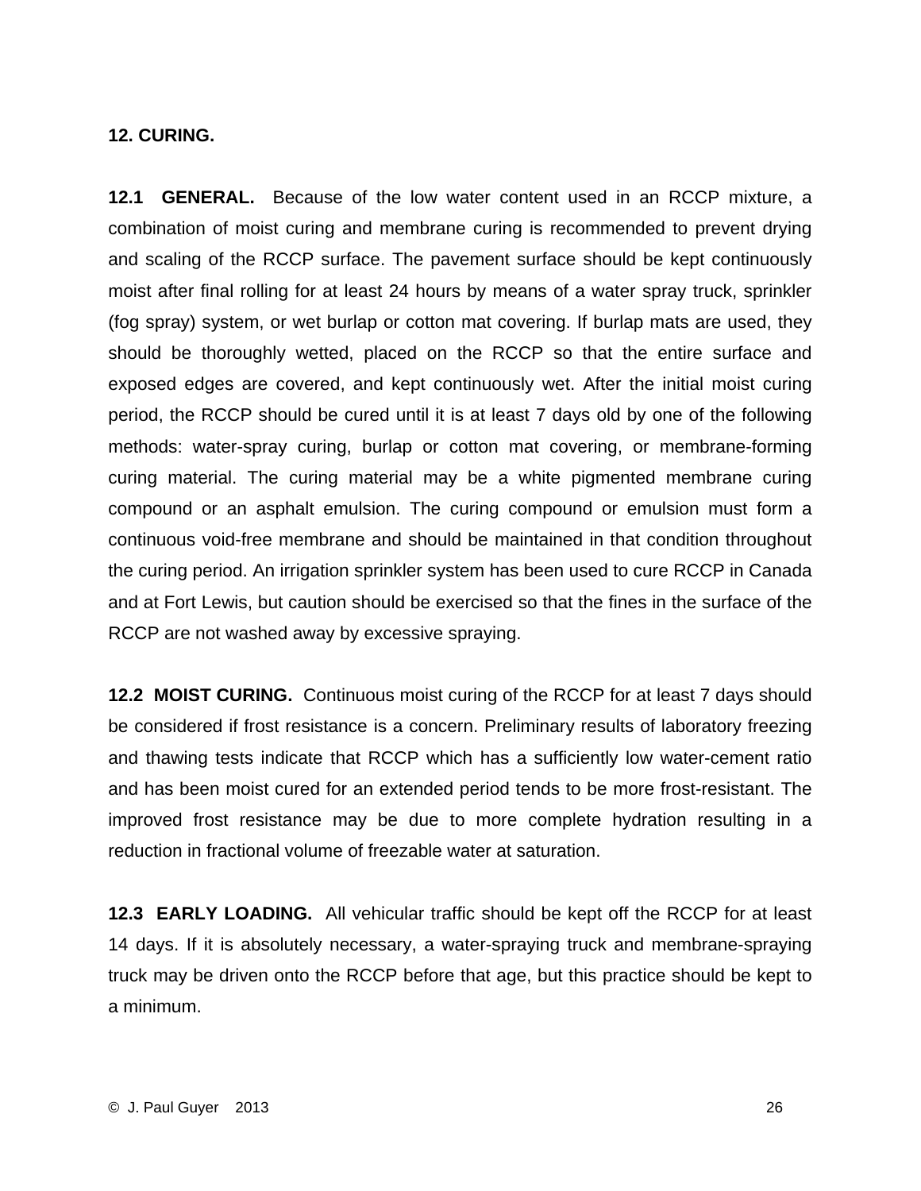## 12. CURING.

**12.1 GENERAL.** Because of the low water content used in an RCCP mixture, a combination of moist curing and membrane curing is recommended to prevent drying and scaling of the RCCP surface. The pavement surface should be kept continuously moist after final rolling for at least 24 hours by means of a water spray truck, sprinkler (fog spray) system, or wet burlap or cotton mat covering. If burlap mats are used, they should be thoroughly wetted, placed on the RCCP so that the entire surface and exposed edges are covered, and kept continuously wet. After the initial moist curing period, the RCCP should be cured until it is at least 7 days old by one of the following methods: water-spray curing, burlap or cotton mat covering, or membrane-forming curing material. The curing material may be a white pigmented membrane curing compound or an asphalt emulsion. The curing compound or emulsion must form a continuous void-free membrane and should be maintained in that condition throughout the curing period. An irrigation sprinkler system has been used to cure RCCP in Canada and at Fort Lewis, but caution should be exercised so that the fines in the surface of the RCCP are not washed away by excessive spraying.

**12.2 MOIST CURING.** Continuous moist curing of the RCCP for at least 7 days should be considered if frost resistance is a concern. Preliminary results of laboratory freezing and thawing tests indicate that RCCP which has a sufficiently low water-cement ratio and has been moist cured for an extended period tends to be more frost-resistant. The improved frost resistance may be due to more complete hydration resulting in a reduction in fractional volume of freezable water at saturation.

**12.3 EARLY LOADING.** All vehicular traffic should be kept off the RCCP for at least 14 days. If it is absolutely necessary, a water-spraying truck and membrane-spraying truck may be driven onto the RCCP before that age, but this practice should be kept to a minimum.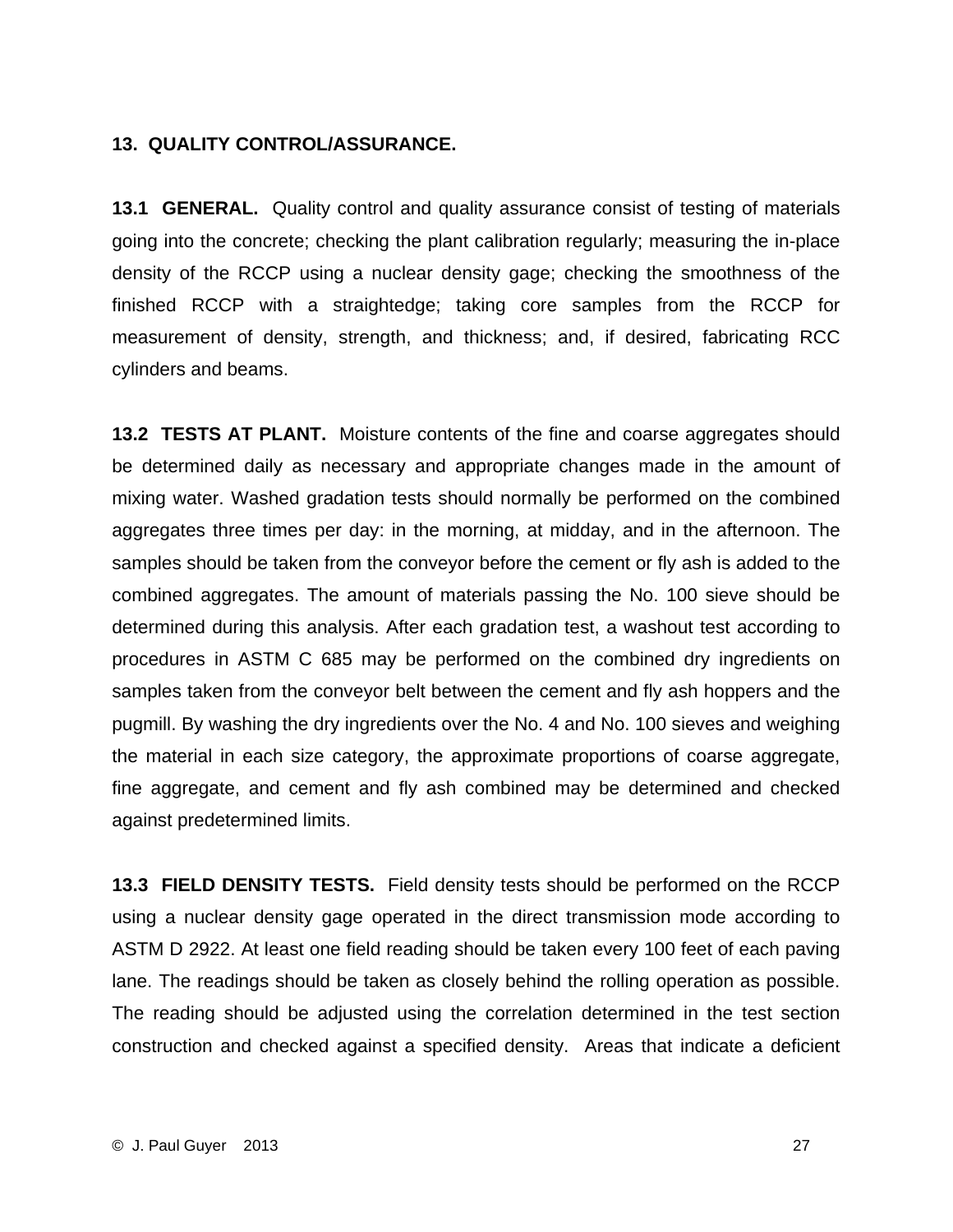## 13. QUALITY CONTROL/ASSURANCE.

**13.1 GENERAL.** Quality control and quality assurance consist of testing of materials going into the concrete; checking the plant calibration regularly; measuring the in-place density of the RCCP using a nuclear density gage; checking the smoothness of the finished RCCP with a straightedge; taking core samples from the RCCP for measurement of density, strength, and thickness; and, if desired, fabricating RCC cylinders and beams.

**13.2 TESTS AT PLANT.** Moisture contents of the fine and coarse aggregates should be determined daily as necessary and appropriate changes made in the amount of mixing water. Washed gradation tests should normally be performed on the combined aggregates three times per day: in the morning, at midday, and in the afternoon. The samples should be taken from the conveyor before the cement or fly ash is added to the combined aggregates. The amount of materials passing the No. 100 sieve should be determined during this analysis. After each gradation test, a washout test according to procedures in ASTM C 685 may be performed on the combined dry ingredients on samples taken from the conveyor belt between the cement and fly ash hoppers and the pugmill. By washing the dry ingredients over the No. 4 and No. 100 sieves and weighing the material in each size category, the approximate proportions of coarse aggregate, fine aggregate, and cement and fly ash combined may be determined and checked against predetermined limits.

**13.3 FIELD DENSITY TESTS.** Field density tests should be performed on the RCCP using a nuclear density gage operated in the direct transmission mode according to ASTM D 2922. At least one field reading should be taken every 100 feet of each paving lane. The readings should be taken as closely behind the rolling operation as possible. The reading should be adjusted using the correlation determined in the test section construction and checked against a specified density. Areas that indicate a deficient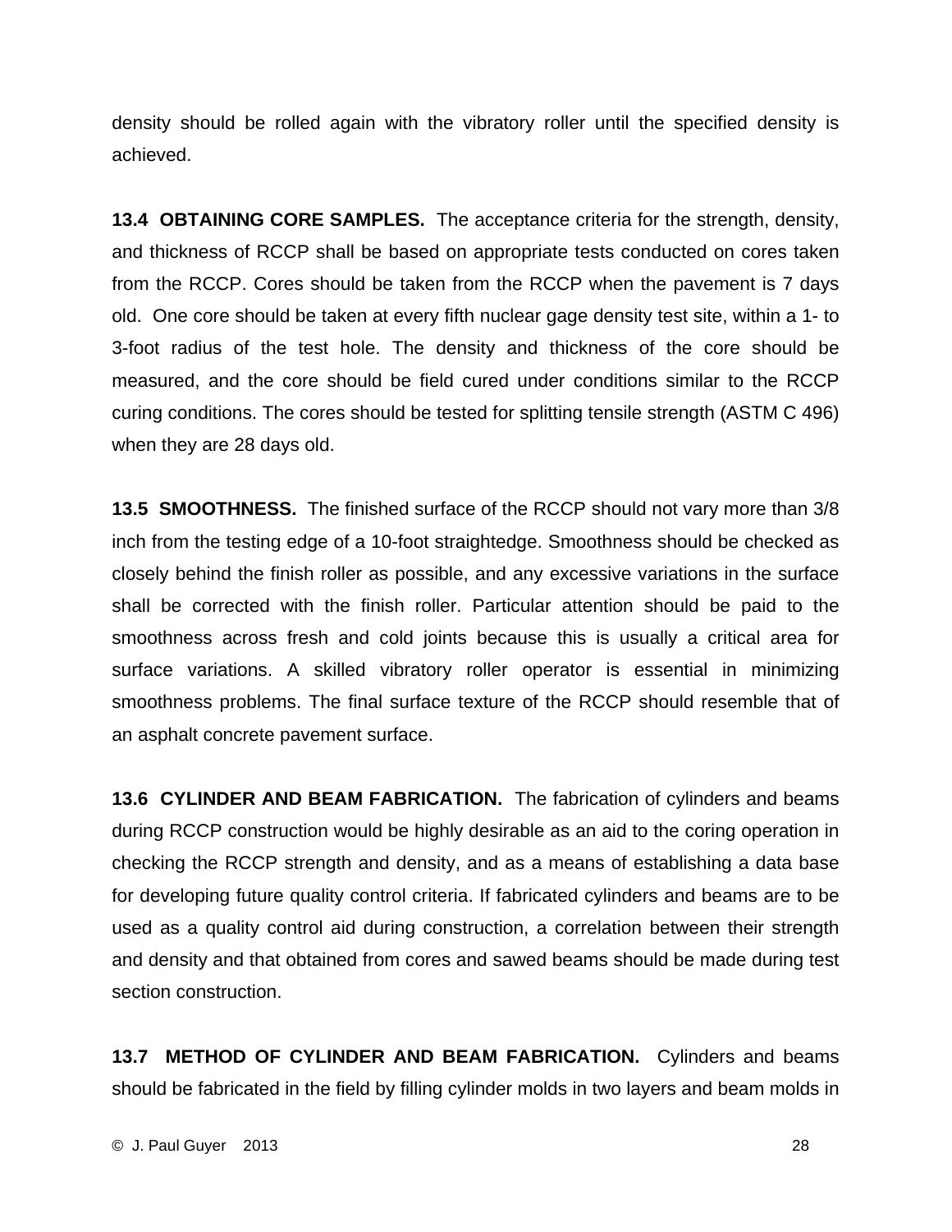density should be rolled again with the vibratory roller until the specified density is achieved.

**13.4 OBTAINING CORE SAMPLES.** The acceptance criteria for the strength, density, and thickness of RCCP shall be based on appropriate tests conducted on cores taken from the RCCP. Cores should be taken from the RCCP when the pavement is 7 days old. One core should be taken at every fifth nuclear gage density test site, within a 1- to 3-foot radius of the test hole. The density and thickness of the core should be measured, and the core should be field cured under conditions similar to the RCCP curing conditions. The cores should be tested for splitting tensile strength (ASTM C 496) when they are 28 days old.

**13.5 SMOOTHNESS.** The finished surface of the RCCP should not vary more than 3/8 inch from the testing edge of a 10-foot straightedge. Smoothness should be checked as closely behind the finish roller as possible, and any excessive variations in the surface shall be corrected with the finish roller. Particular attention should be paid to the smoothness across fresh and cold joints because this is usually a critical area for surface variations. A skilled vibratory roller operator is essential in minimizing smoothness problems. The final surface texture of the RCCP should resemble that of an asphalt concrete pavement surface.

**13.6 CYLINDER AND BEAM FABRICATION.** The fabrication of cylinders and beams during RCCP construction would be highly desirable as an aid to the coring operation in checking the RCCP strength and density, and as a means of establishing a data base for developing future quality control criteria. If fabricated cylinders and beams are to be used as a quality control aid during construction, a correlation between their strength and density and that obtained from cores and sawed beams should be made during test section construction.

**13.7 METHOD OF CYLINDER AND BEAM FABRICATION.** Cylinders and beams should be fabricated in the field by filling cylinder molds in two layers and beam molds in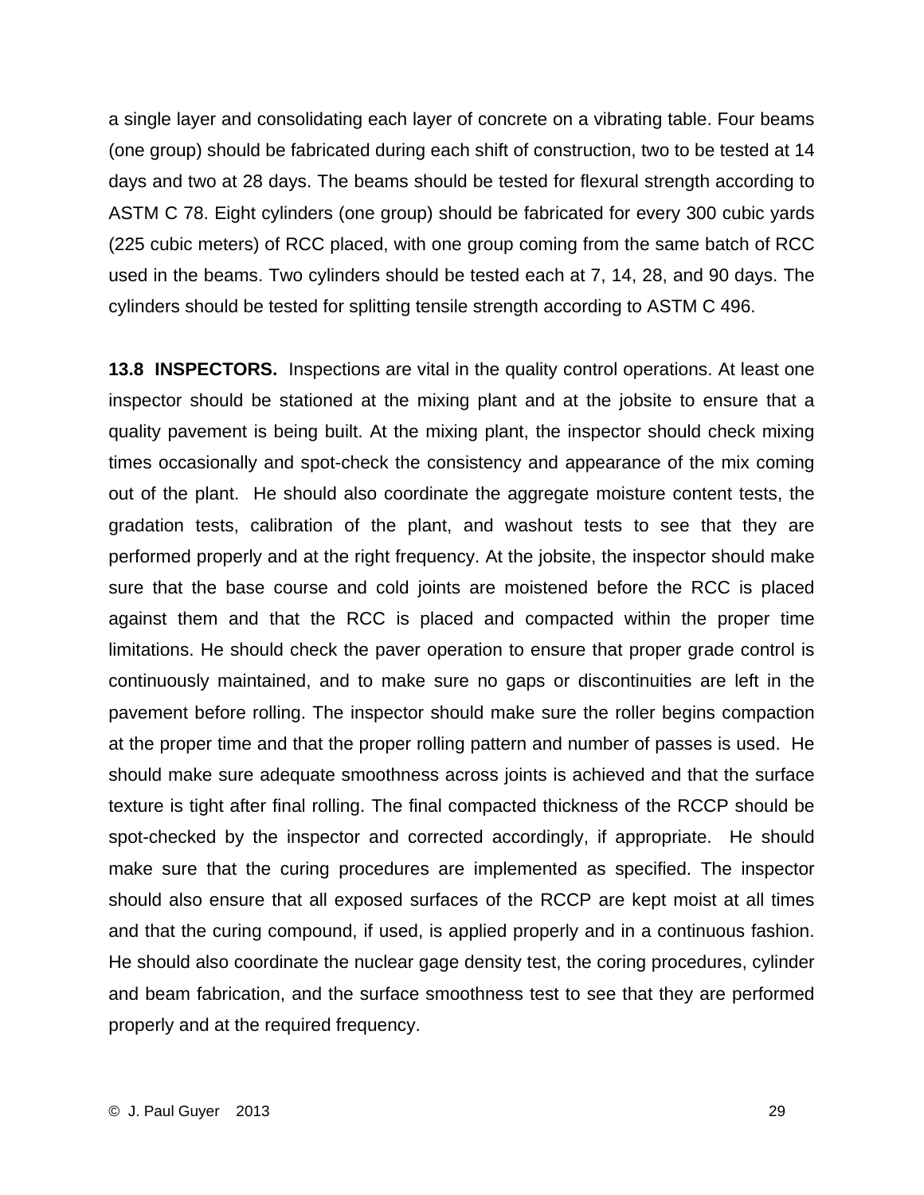a single layer and consolidating each layer of concrete on a vibrating table. Four beams (one group) should be fabricated during each shift of construction, two to be tested at 14 days and two at 28 days. The beams should be tested for flexural strength according to ASTM C 78. Eight cylinders (one group) should be fabricated for every 300 cubic yards (225 cubic meters) of RCC placed, with one group coming from the same batch of RCC used in the beams. Two cylinders should be tested each at 7, 14, 28, and 90 days. The cylinders should be tested for splitting tensile strength according to ASTM C 496.

**13.8 INSPECTORS.** Inspections are vital in the quality control operations. At least one inspector should be stationed at the mixing plant and at the jobsite to ensure that a quality pavement is being built. At the mixing plant, the inspector should check mixing times occasionally and spot-check the consistency and appearance of the mix coming out of the plant. He should also coordinate the aggregate moisture content tests, the gradation tests, calibration of the plant, and washout tests to see that they are performed properly and at the right frequency. At the jobsite, the inspector should make sure that the base course and cold joints are moistened before the RCC is placed against them and that the RCC is placed and compacted within the proper time limitations. He should check the paver operation to ensure that proper grade control is continuously maintained, and to make sure no gaps or discontinuities are left in the pavement before rolling. The inspector should make sure the roller begins compaction at the proper time and that the proper rolling pattern and number of passes is used. He should make sure adequate smoothness across joints is achieved and that the surface texture is tight after final rolling. The final compacted thickness of the RCCP should be spot-checked by the inspector and corrected accordingly, if appropriate. He should make sure that the curing procedures are implemented as specified. The inspector should also ensure that all exposed surfaces of the RCCP are kept moist at all times and that the curing compound, if used, is applied properly and in a continuous fashion. He should also coordinate the nuclear gage density test, the coring procedures, cylinder and beam fabrication, and the surface smoothness test to see that they are performed properly and at the required frequency.